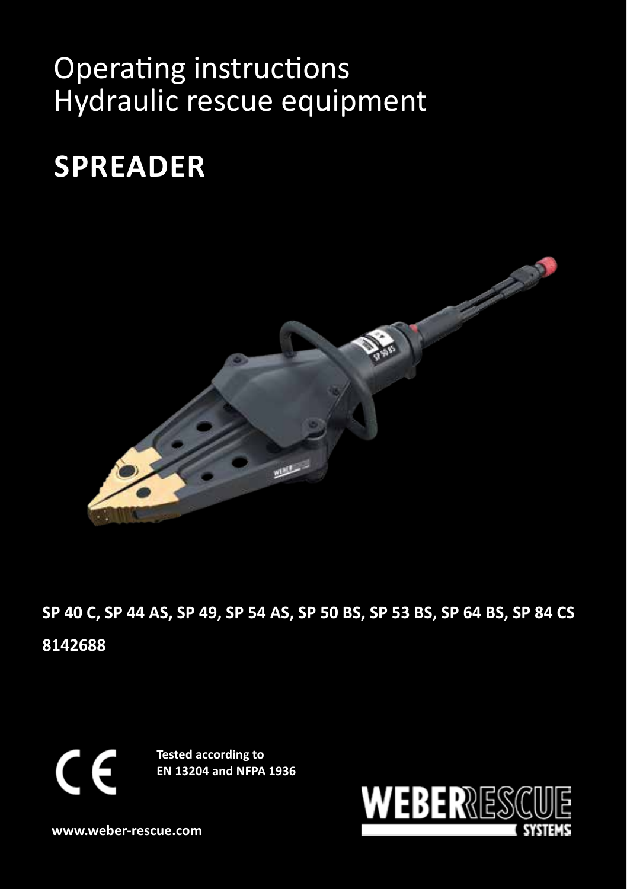# Operating instructions
# Hydraulic rescue equipment

## SPREADER

**SP 40 C, SP 44 AS, SP 49, SP 54 AS, SP 50 BS, SP 53 BS, SP 64 BS, SP 84 CS**

**8142688**

CE

**Tested according to EN 13204 and NFPA 1936**

WEBERRESCUE SYSTEMS

**www.weber-rescue.com**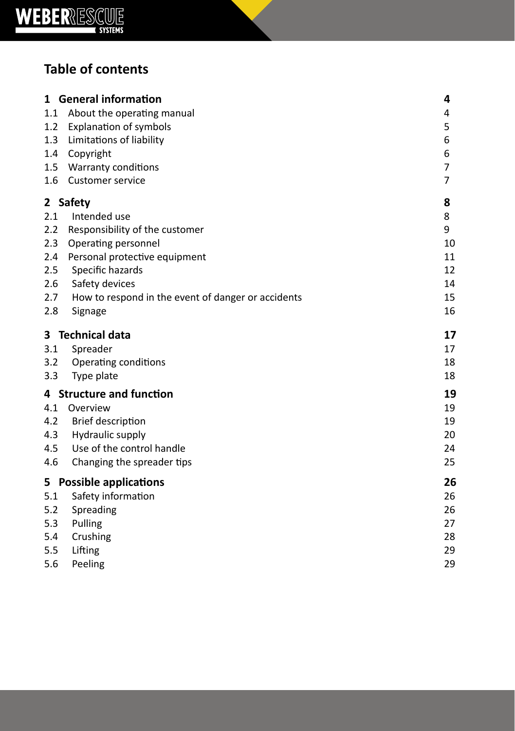# Table of contents

| | |
|---|---|
| **1 General information** | **4** |
| 1.1 About the operating manual | 4 |
| 1.2 Explanation of symbols | 5 |
| 1.3 Limitations of liability | 6 |
| 1.4 Copyright | 6 |
| 1.5 Warranty conditions | 7 |
| 1.6 Customer service | 7 |
| **2 Safety** | **8** |
| 2.1 Intended use | 8 |
| 2.2 Responsibility of the customer | 9 |
| 2.3 Operating personnel | 10 |
| 2.4 Personal protective equipment | 11 |
| 2.5 Specific hazards | 12 |
| 2.6 Safety devices | 14 |
| 2.7 How to respond in the event of danger or accidents | 15 |
| 2.8 Signage | 16 |
| **3 Technical data** | **17** |
| 3.1 Spreader | 17 |
| 3.2 Operating conditions | 18 |
| 3.3 Type plate | 18 |
| **4 Structure and function** | **19** |
| 4.1 Overview | 19 |
| 4.2 Brief description | 19 |
| 4.3 Hydraulic supply | 20 |
| 4.5 Use of the control handle | 24 |
| 4.6 Changing the spreader tips | 25 |
| **5 Possible applications** | **26** |
| 5.1 Safety information | 26 |
| 5.2 Spreading | 26 |
| 5.3 Pulling | 27 |
| 5.4 Crushing | 28 |
| 5.5 Lifting | 29 |
| 5.6 Peeling | 29 |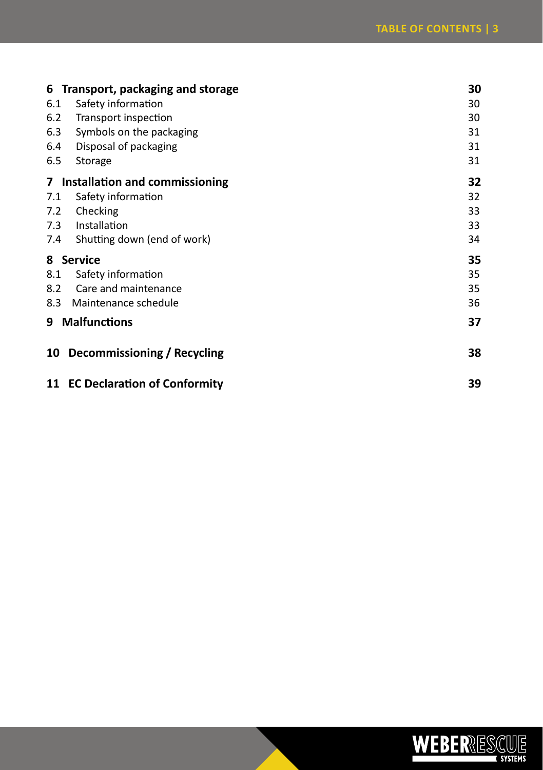| | | |
|---|---|---|
| **6** | **Transport, packaging and storage** | **30** |
| 6.1 | Safety information | 30 |
| 6.2 | Transport inspection | 30 |
| 6.3 | Symbols on the packaging | 31 |
| 6.4 | Disposal of packaging | 31 |
| 6.5 | Storage | 31 |
| **7** | **Installation and commissioning** | **32** |
| 7.1 | Safety information | 32 |
| 7.2 | Checking | 33 |
| 7.3 | Installation | 33 |
| 7.4 | Shutting down (end of work) | 34 |
| **8** | **Service** | **35** |
| 8.1 | Safety information | 35 |
| 8.2 | Care and maintenance | 35 |
| 8.3 | Maintenance schedule | 36 |
| **9** | **Malfunctions** | **37** |
| **10** | **Decommissioning / Recycling** | **38** |
| **11** | **EC Declaration of Conformity** | **39** |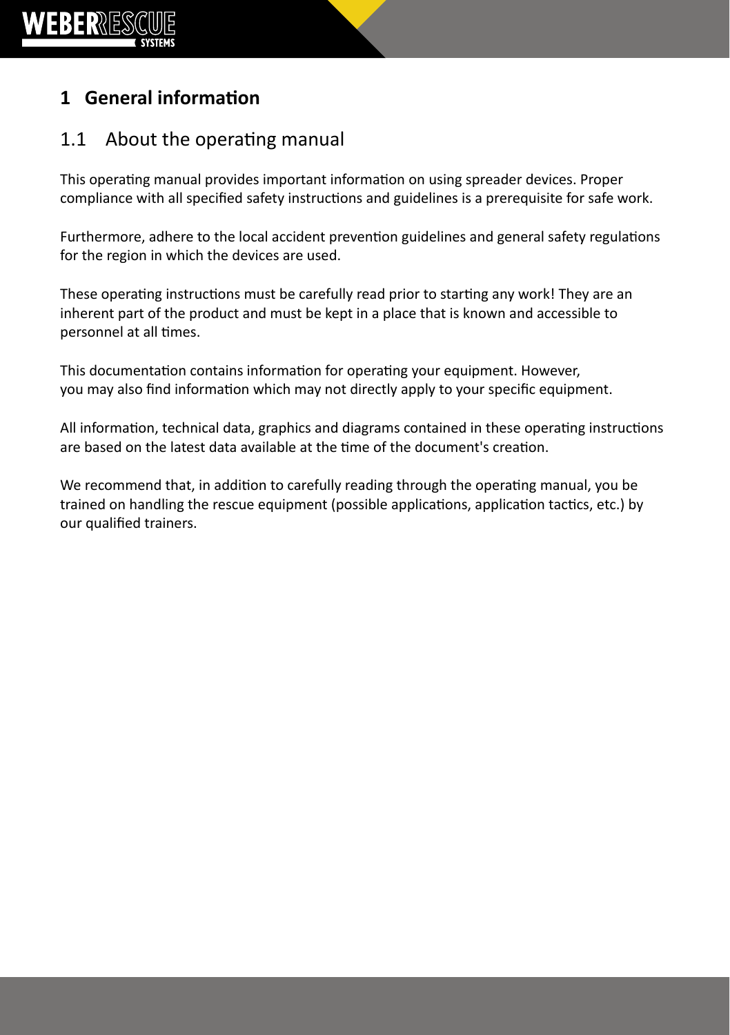# 1 General information

## 1.1 About the operating manual

This operating manual provides important information on using spreader devices. Proper compliance with all specified safety instructions and guidelines is a prerequisite for safe work.

Furthermore, adhere to the local accident prevention guidelines and general safety regulations for the region in which the devices are used.

These operating instructions must be carefully read prior to starting any work! They are an inherent part of the product and must be kept in a place that is known and accessible to personnel at all times.

This documentation contains information for operating your equipment. However, you may also find information which may not directly apply to your specific equipment.

All information, technical data, graphics and diagrams contained in these operating instructions are based on the latest data available at the time of the document's creation.

We recommend that, in addition to carefully reading through the operating manual, you be trained on handling the rescue equipment (possible applications, application tactics, etc.) by our qualified trainers.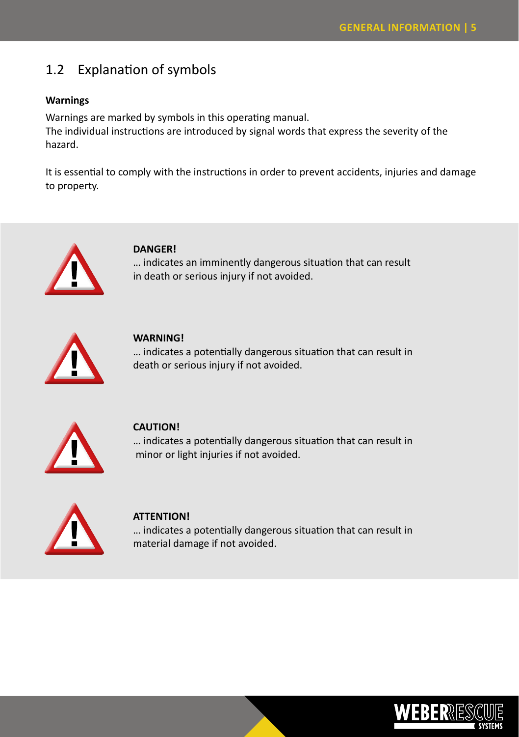## 1.2 Explanation of symbols

**Warnings**

Warnings are marked by symbols in this operating manual.
The individual instructions are introduced by signal words that express the severity of the hazard.

It is essential to comply with the instructions in order to prevent accidents, injuries and damage to property.

**DANGER!**
… indicates an imminently dangerous situation that can result in death or serious injury if not avoided.

**WARNING!**
… indicates a potentially dangerous situation that can result in death or serious injury if not avoided.

**CAUTION!**
… indicates a potentially dangerous situation that can result in minor or light injuries if not avoided.

**ATTENTION!**
… indicates a potentially dangerous situation that can result in material damage if not avoided.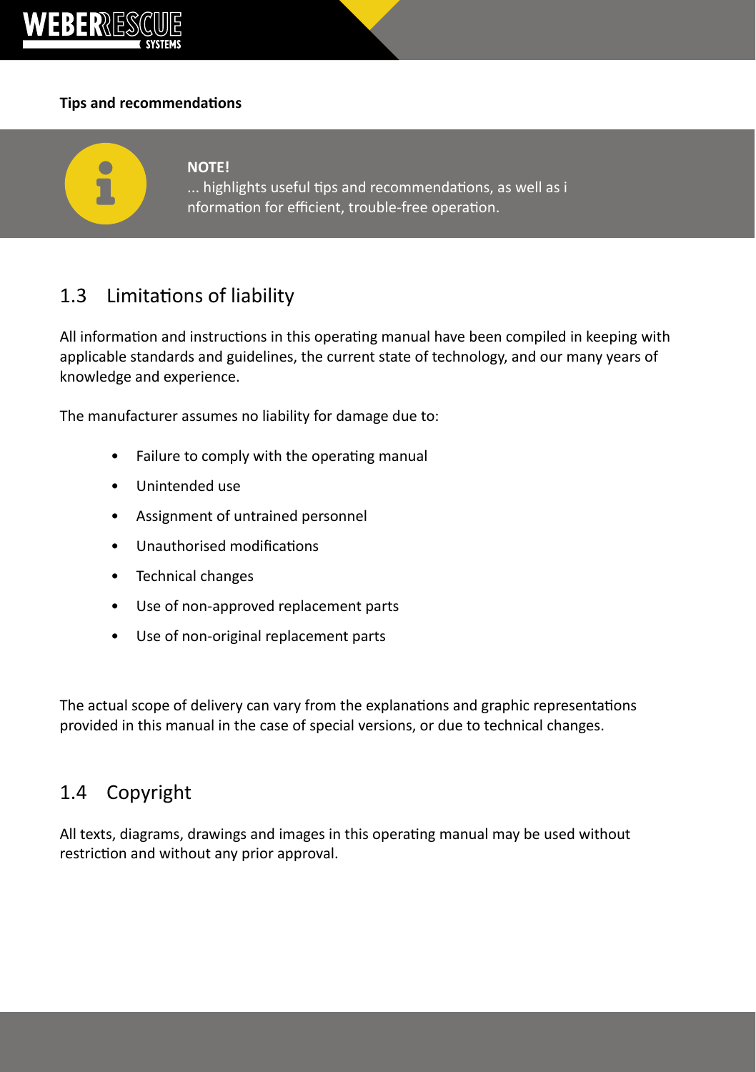**Tips and recommendations**

> **NOTE!**
> ... highlights useful tips and recommendations, as well as i nformation for efficient, trouble-free operation.

## 1.3 Limitations of liability

All information and instructions in this operating manual have been compiled in keeping with applicable standards and guidelines, the current state of technology, and our many years of knowledge and experience.

The manufacturer assumes no liability for damage due to:

- Failure to comply with the operating manual
- Unintended use
- Assignment of untrained personnel
- Unauthorised modifications
- Technical changes
- Use of non-approved replacement parts
- Use of non-original replacement parts

The actual scope of delivery can vary from the explanations and graphic representations provided in this manual in the case of special versions, or due to technical changes.

## 1.4 Copyright

All texts, diagrams, drawings and images in this operating manual may be used without restriction and without any prior approval.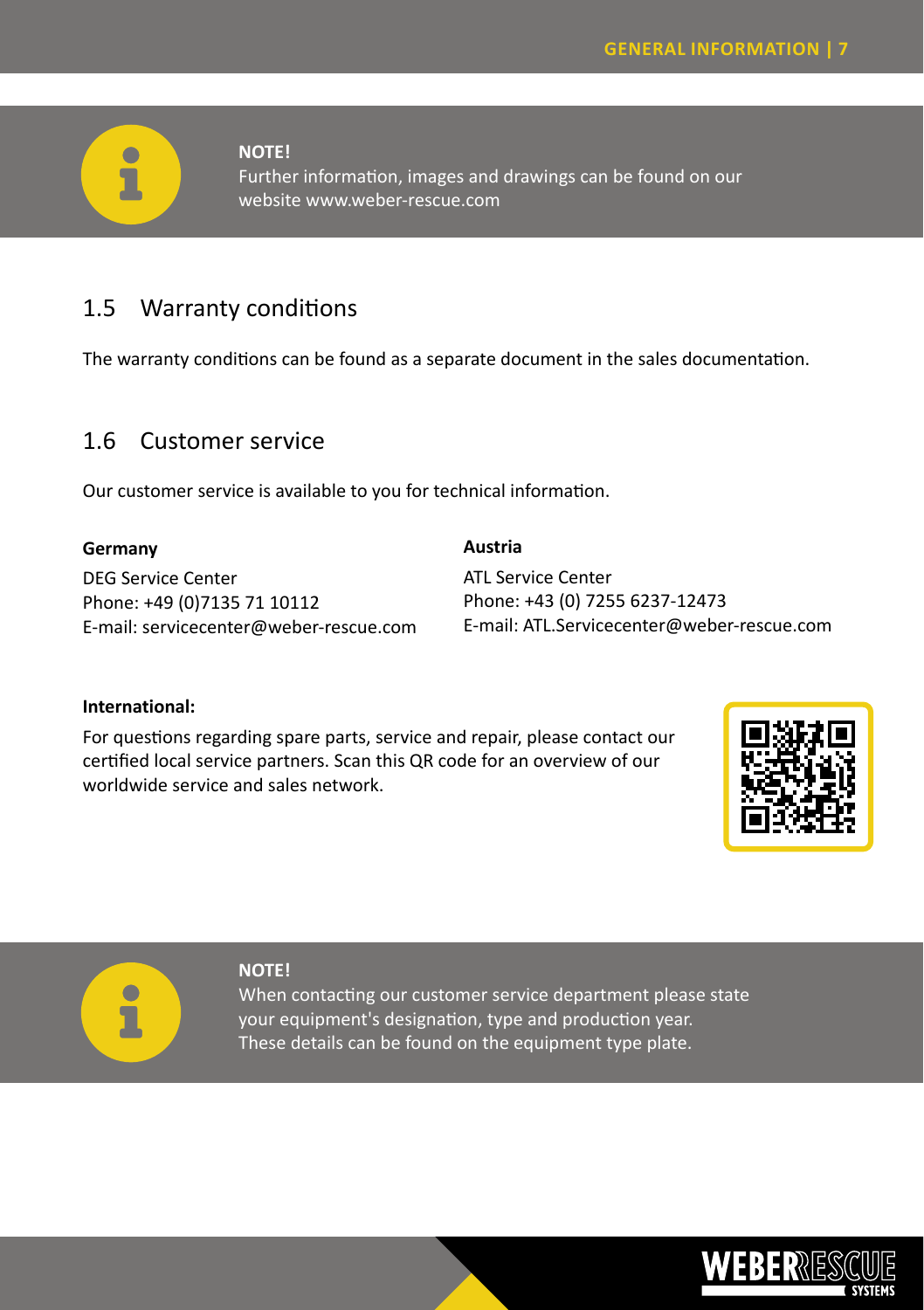**NOTE!**
Further information, images and drawings can be found on our website www.weber-rescue.com

## 1.5 Warranty conditions

The warranty conditions can be found as a separate document in the sales documentation.

## 1.6 Customer service

Our customer service is available to you for technical information.

**Germany**

DEG Service Center
Phone: +49 (0)7135 71 10112
E-mail: servicecenter@weber-rescue.com

**Austria**

ATL Service Center
Phone: +43 (0) 7255 6237-12473
E-mail: ATL.Servicecenter@weber-rescue.com

**International:**

For questions regarding spare parts, service and repair, please contact our certified local service partners. Scan this QR code for an overview of our worldwide service and sales network.

**NOTE!**
When contacting our customer service department please state your equipment's designation, type and production year. These details can be found on the equipment type plate.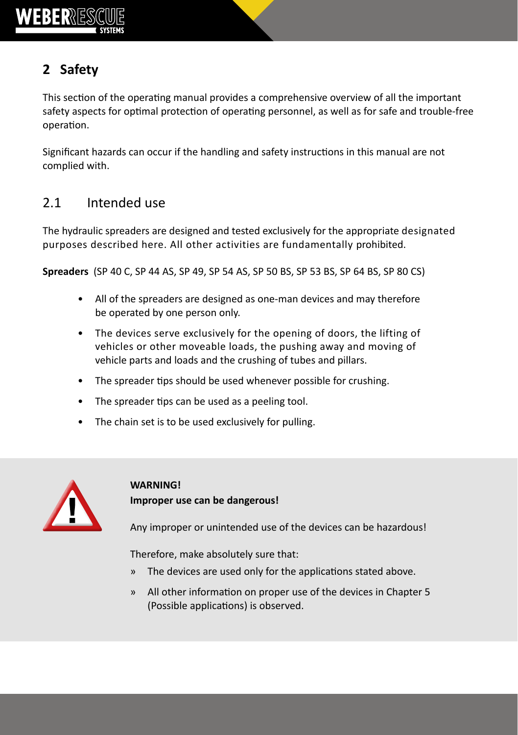## 2 Safety

This section of the operating manual provides a comprehensive overview of all the important safety aspects for optimal protection of operating personnel, as well as for safe and trouble-free operation.

Significant hazards can occur if the handling and safety instructions in this manual are not complied with.

### 2.1 Intended use

The hydraulic spreaders are designed and tested exclusively for the appropriate designated purposes described here. All other activities are fundamentally prohibited.

**Spreaders** (SP 40 C, SP 44 AS, SP 49, SP 54 AS, SP 50 BS, SP 53 BS, SP 64 BS, SP 80 CS)

- All of the spreaders are designed as one-man devices and may therefore be operated by one person only.
- The devices serve exclusively for the opening of doors, the lifting of vehicles or other moveable loads, the pushing away and moving of vehicle parts and loads and the crushing of tubes and pillars.
- The spreader tips should be used whenever possible for crushing.
- The spreader tips can be used as a peeling tool.
- The chain set is to be used exclusively for pulling.

**WARNING!**
**Improper use can be dangerous!**

Any improper or unintended use of the devices can be hazardous!

Therefore, make absolutely sure that:

» The devices are used only for the applications stated above.

» All other information on proper use of the devices in Chapter 5 (Possible applications) is observed.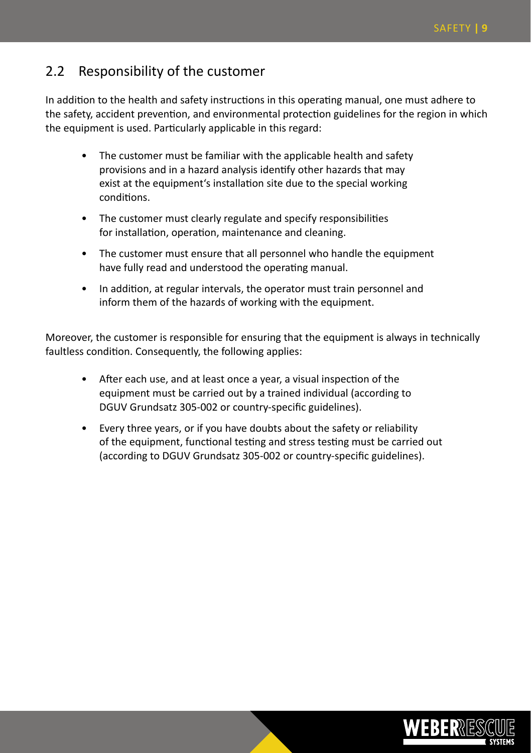## 2.2 Responsibility of the customer

In addition to the health and safety instructions in this operating manual, one must adhere to the safety, accident prevention, and environmental protection guidelines for the region in which the equipment is used. Particularly applicable in this regard:

- The customer must be familiar with the applicable health and safety provisions and in a hazard analysis identify other hazards that may exist at the equipment's installation site due to the special working conditions.
- The customer must clearly regulate and specify responsibilities for installation, operation, maintenance and cleaning.
- The customer must ensure that all personnel who handle the equipment have fully read and understood the operating manual.
- In addition, at regular intervals, the operator must train personnel and inform them of the hazards of working with the equipment.

Moreover, the customer is responsible for ensuring that the equipment is always in technically faultless condition. Consequently, the following applies:

- After each use, and at least once a year, a visual inspection of the equipment must be carried out by a trained individual (according to DGUV Grundsatz 305-002 or country-specific guidelines).
- Every three years, or if you have doubts about the safety or reliability of the equipment, functional testing and stress testing must be carried out (according to DGUV Grundsatz 305-002 or country-specific guidelines).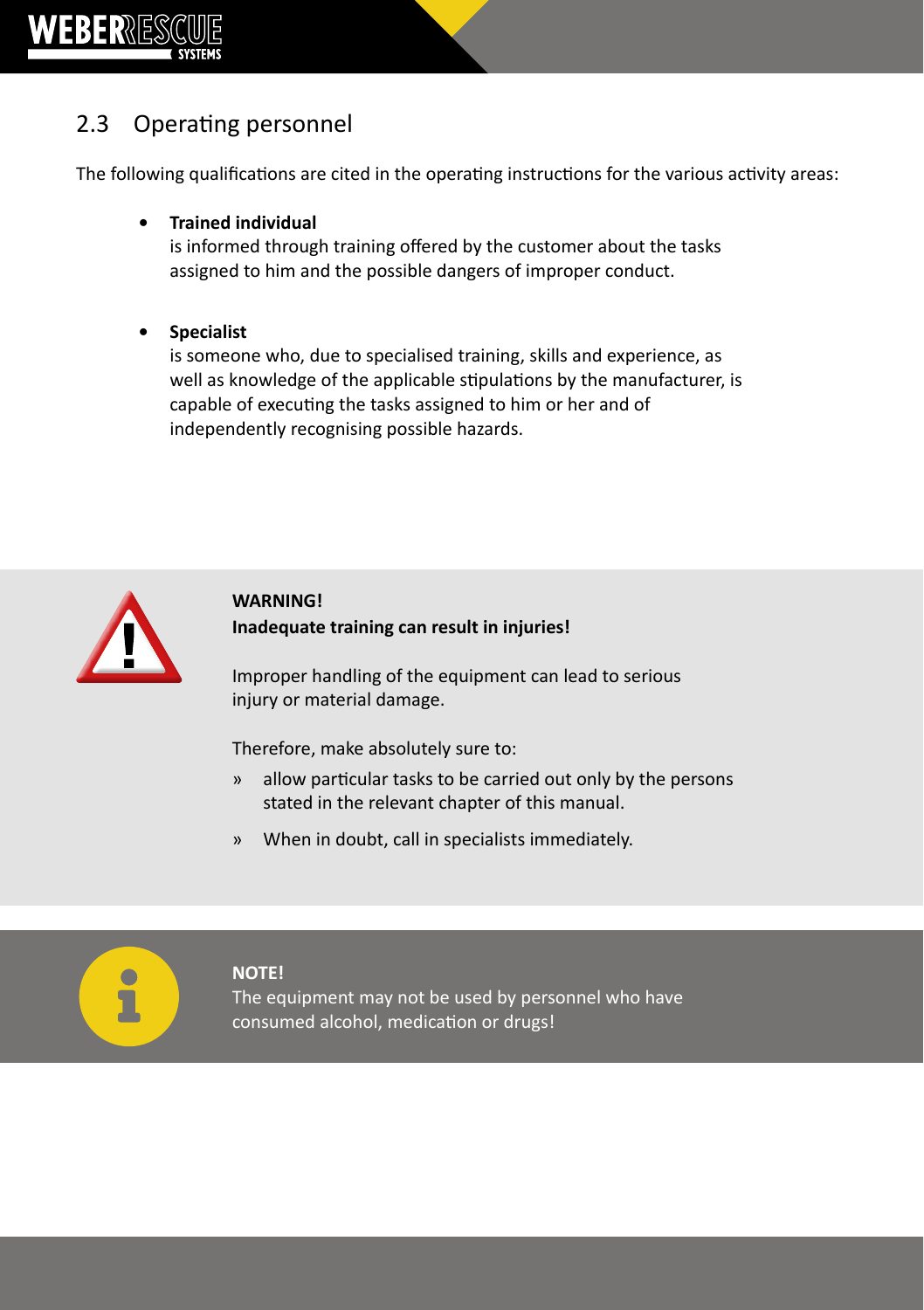## 2.3 Operating personnel

The following qualifications are cited in the operating instructions for the various activity areas:

- **Trained individual**
  is informed through training offered by the customer about the tasks assigned to him and the possible dangers of improper conduct.

- **Specialist**
  is someone who, due to specialised training, skills and experience, as well as knowledge of the applicable stipulations by the manufacturer, is capable of executing the tasks assigned to him or her and of independently recognising possible hazards.

**WARNING!**
**Inadequate training can result in injuries!**

Improper handling of the equipment can lead to serious injury or material damage.

Therefore, make absolutely sure to:

» allow particular tasks to be carried out only by the persons stated in the relevant chapter of this manual.

» When in doubt, call in specialists immediately.

**NOTE!**
The equipment may not be used by personnel who have consumed alcohol, medication or drugs!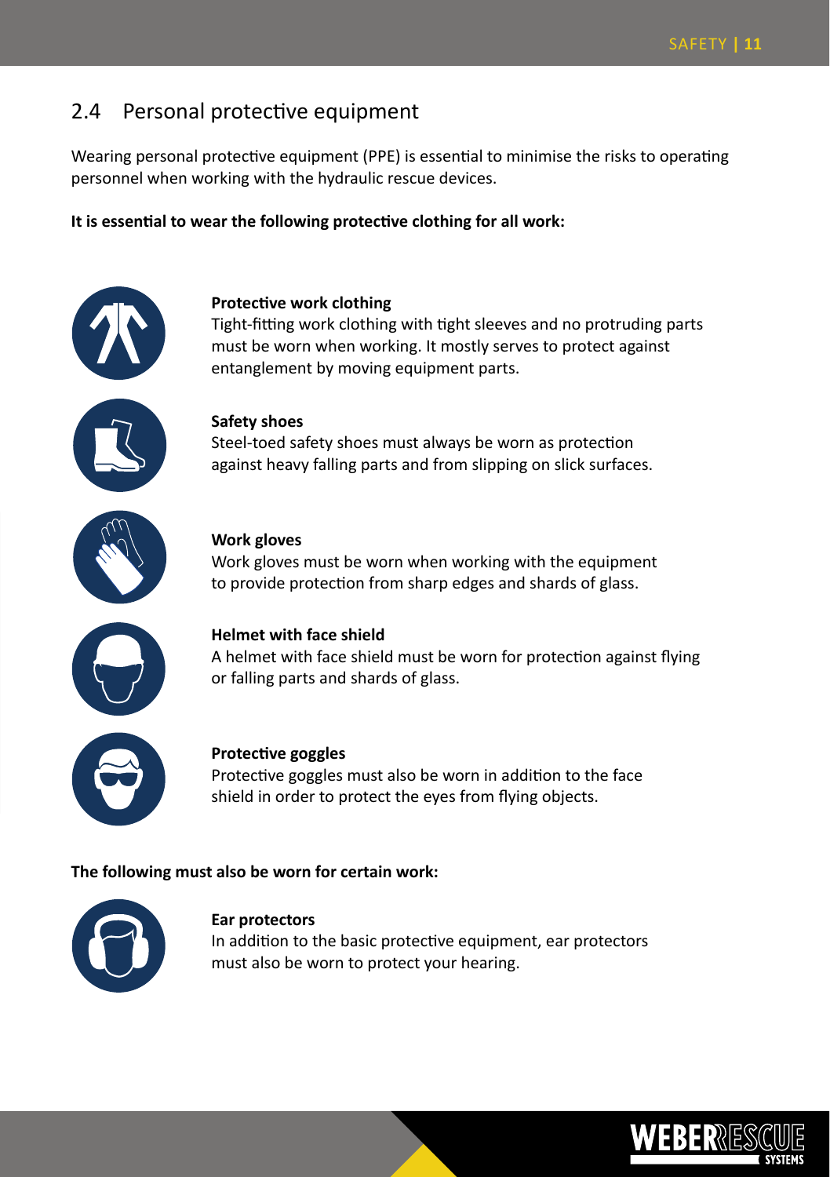## 2.4 Personal protective equipment

Wearing personal protective equipment (PPE) is essential to minimise the risks to operating personnel when working with the hydraulic rescue devices.

**It is essential to wear the following protective clothing for all work:**

**Protective work clothing**
Tight-fitting work clothing with tight sleeves and no protruding parts must be worn when working. It mostly serves to protect against entanglement by moving equipment parts.

**Safety shoes**
Steel-toed safety shoes must always be worn as protection against heavy falling parts and from slipping on slick surfaces.

**Work gloves**
Work gloves must be worn when working with the equipment to provide protection from sharp edges and shards of glass.

**Helmet with face shield**
A helmet with face shield must be worn for protection against flying or falling parts and shards of glass.

**Protective goggles**
Protective goggles must also be worn in addition to the face shield in order to protect the eyes from flying objects.

**The following must also be worn for certain work:**

**Ear protectors**
In addition to the basic protective equipment, ear protectors must also be worn to protect your hearing.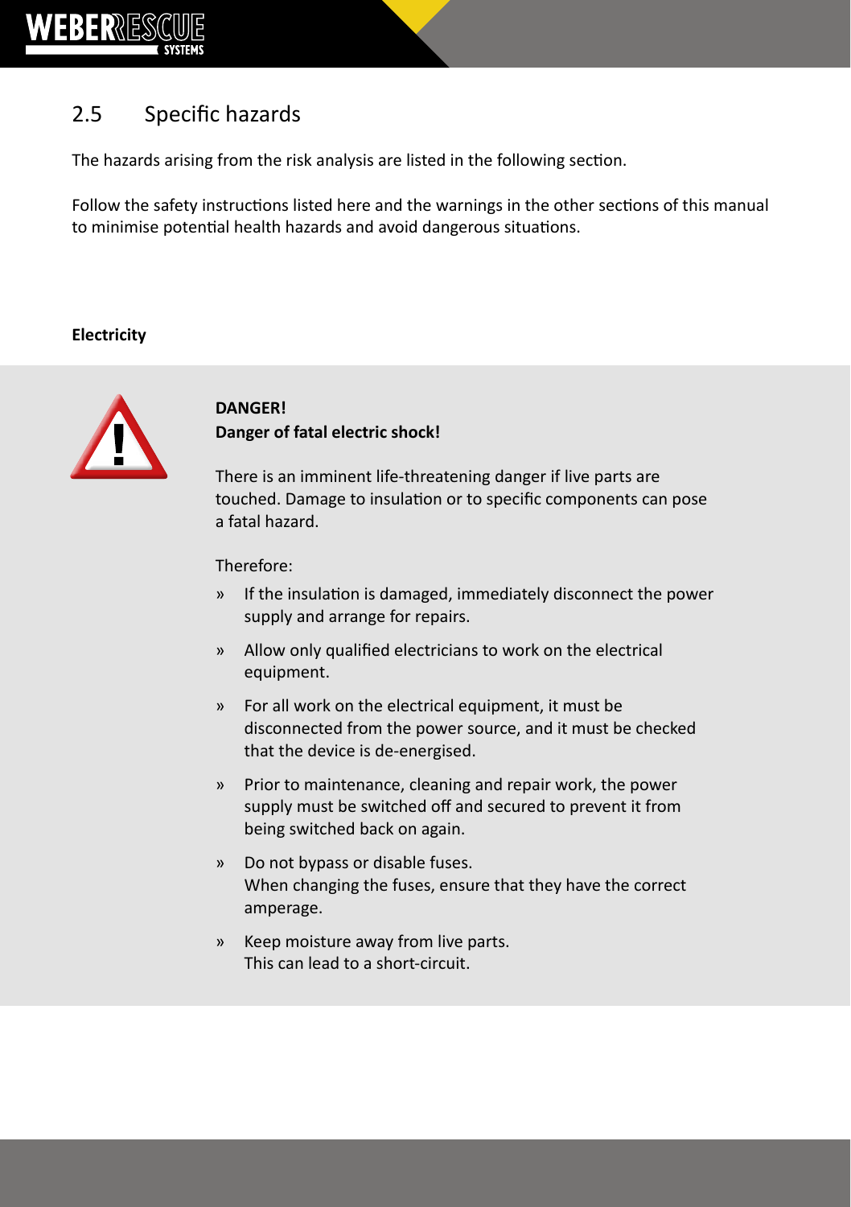## 2.5 Specific hazards

The hazards arising from the risk analysis are listed in the following section.

Follow the safety instructions listed here and the warnings in the other sections of this manual to minimise potential health hazards and avoid dangerous situations.

**Electricity**

**DANGER!**
**Danger of fatal electric shock!**

There is an imminent life-threatening danger if live parts are touched. Damage to insulation or to specific components can pose a fatal hazard.

Therefore:

» If the insulation is damaged, immediately disconnect the power supply and arrange for repairs.

» Allow only qualified electricians to work on the electrical equipment.

» For all work on the electrical equipment, it must be disconnected from the power source, and it must be checked that the device is de-energised.

» Prior to maintenance, cleaning and repair work, the power supply must be switched off and secured to prevent it from being switched back on again.

» Do not bypass or disable fuses.
When changing the fuses, ensure that they have the correct amperage.

» Keep moisture away from live parts.
This can lead to a short-circuit.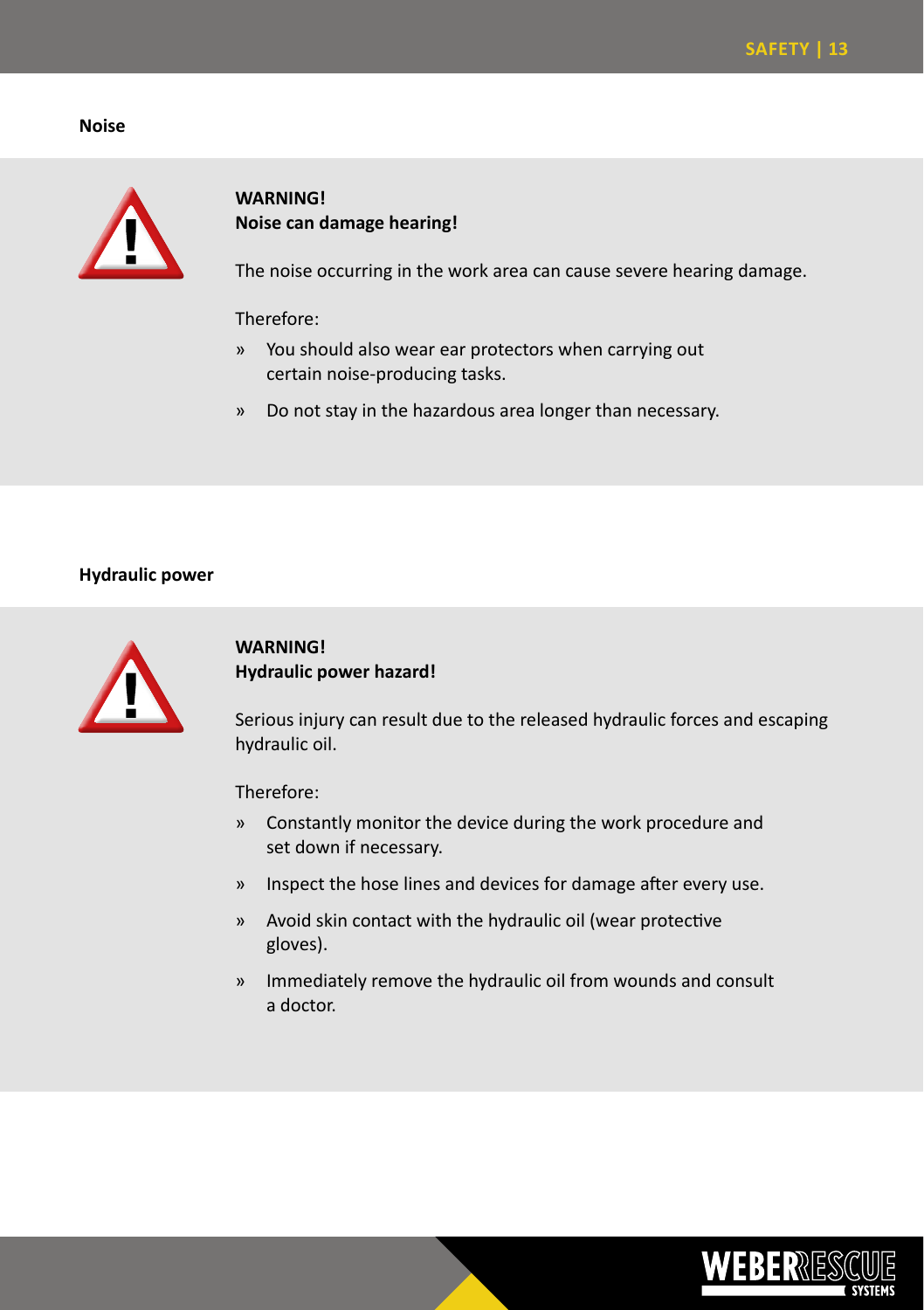### Noise

**WARNING!**
**Noise can damage hearing!**

The noise occurring in the work area can cause severe hearing damage.

Therefore:

» You should also wear ear protectors when carrying out certain noise-producing tasks.

» Do not stay in the hazardous area longer than necessary.

### Hydraulic power

**WARNING!**
**Hydraulic power hazard!**

Serious injury can result due to the released hydraulic forces and escaping hydraulic oil.

Therefore:

» Constantly monitor the device during the work procedure and set down if necessary.

» Inspect the hose lines and devices for damage after every use.

» Avoid skin contact with the hydraulic oil (wear protective gloves).

» Immediately remove the hydraulic oil from wounds and consult a doctor.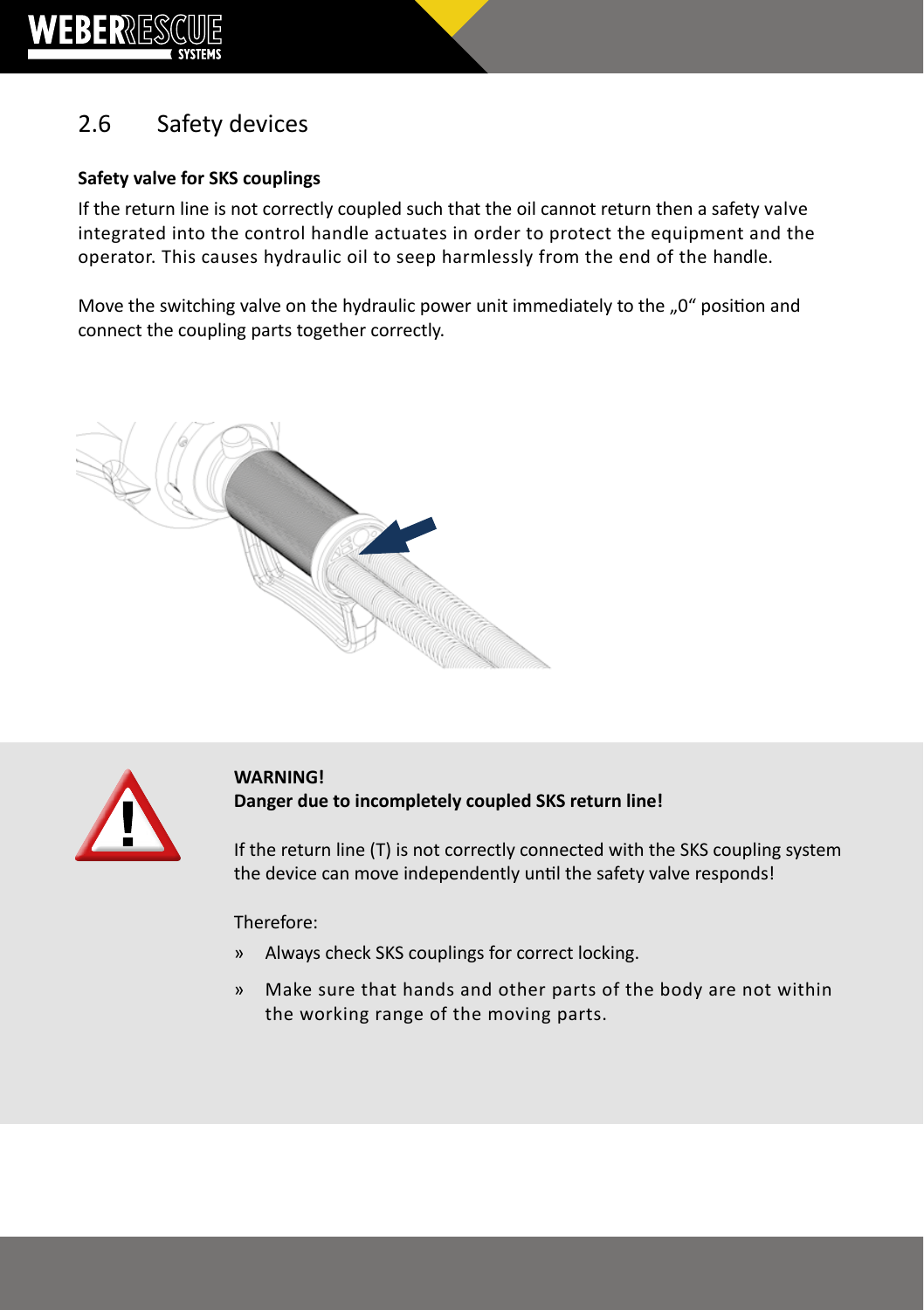## 2.6 Safety devices

**Safety valve for SKS couplings**

If the return line is not correctly coupled such that the oil cannot return then a safety valve integrated into the control handle actuates in order to protect the equipment and the operator. This causes hydraulic oil to seep harmlessly from the end of the handle.

Move the switching valve on the hydraulic power unit immediately to the „0“ position and connect the coupling parts together correctly.

**WARNING!**
**Danger due to incompletely coupled SKS return line!**

If the return line (T) is not correctly connected with the SKS coupling system the device can move independently until the safety valve responds!

Therefore:

- Always check SKS couplings for correct locking.
- Make sure that hands and other parts of the body are not within the working range of the moving parts.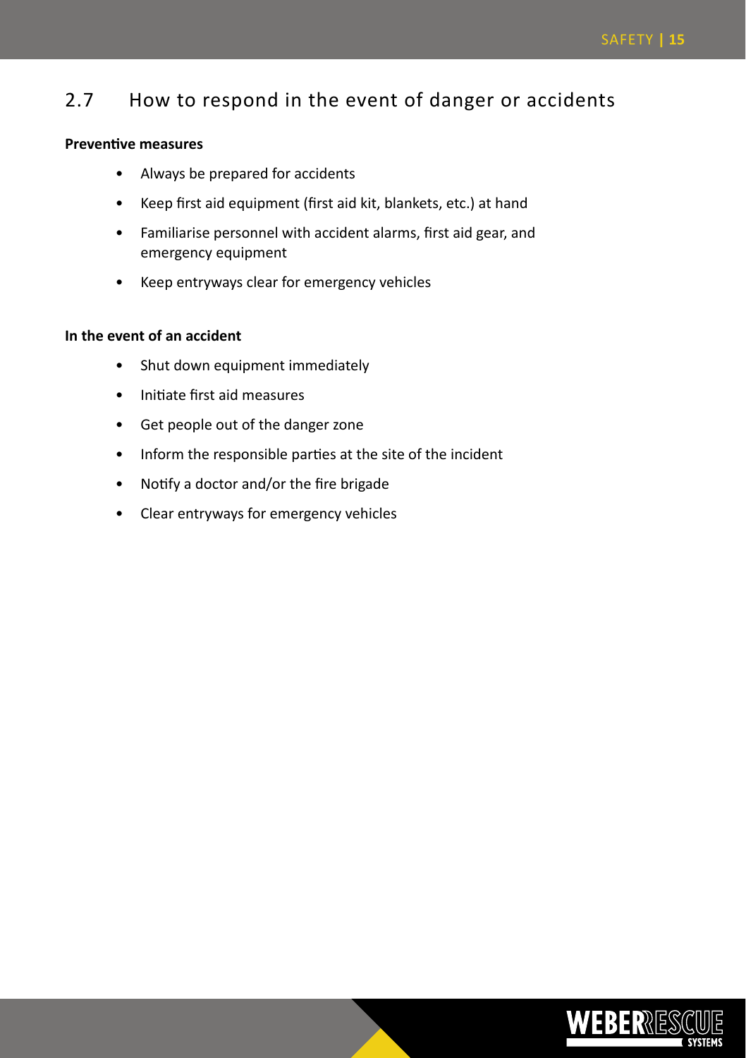## 2.7 How to respond in the event of danger or accidents

**Preventive measures**

- Always be prepared for accidents
- Keep first aid equipment (first aid kit, blankets, etc.) at hand
- Familiarise personnel with accident alarms, first aid gear, and emergency equipment
- Keep entryways clear for emergency vehicles

**In the event of an accident**

- Shut down equipment immediately
- Initiate first aid measures
- Get people out of the danger zone
- Inform the responsible parties at the site of the incident
- Notify a doctor and/or the fire brigade
- Clear entryways for emergency vehicles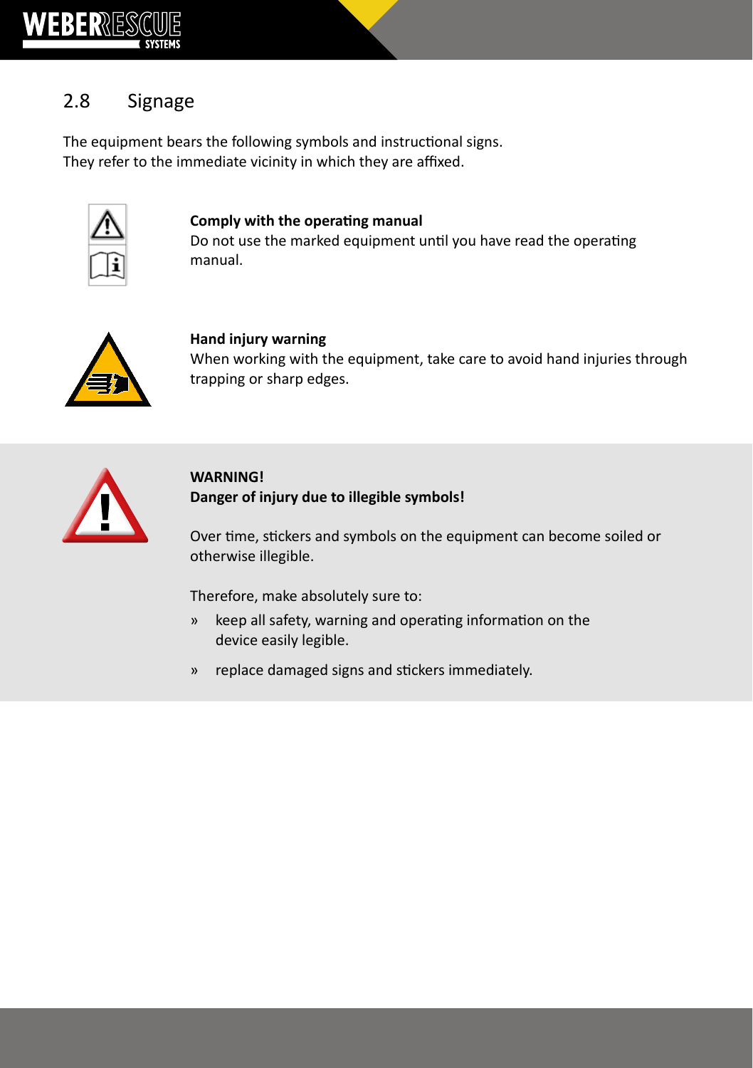## 2.8 Signage

The equipment bears the following symbols and instructional signs.
They refer to the immediate vicinity in which they are affixed.

**Comply with the operating manual**
Do not use the marked equipment until you have read the operating manual.

**Hand injury warning**
When working with the equipment, take care to avoid hand injuries through trapping or sharp edges.

**WARNING!**
**Danger of injury due to illegible symbols!**

Over time, stickers and symbols on the equipment can become soiled or otherwise illegible.

Therefore, make absolutely sure to:

» keep all safety, warning and operating information on the device easily legible.

» replace damaged signs and stickers immediately.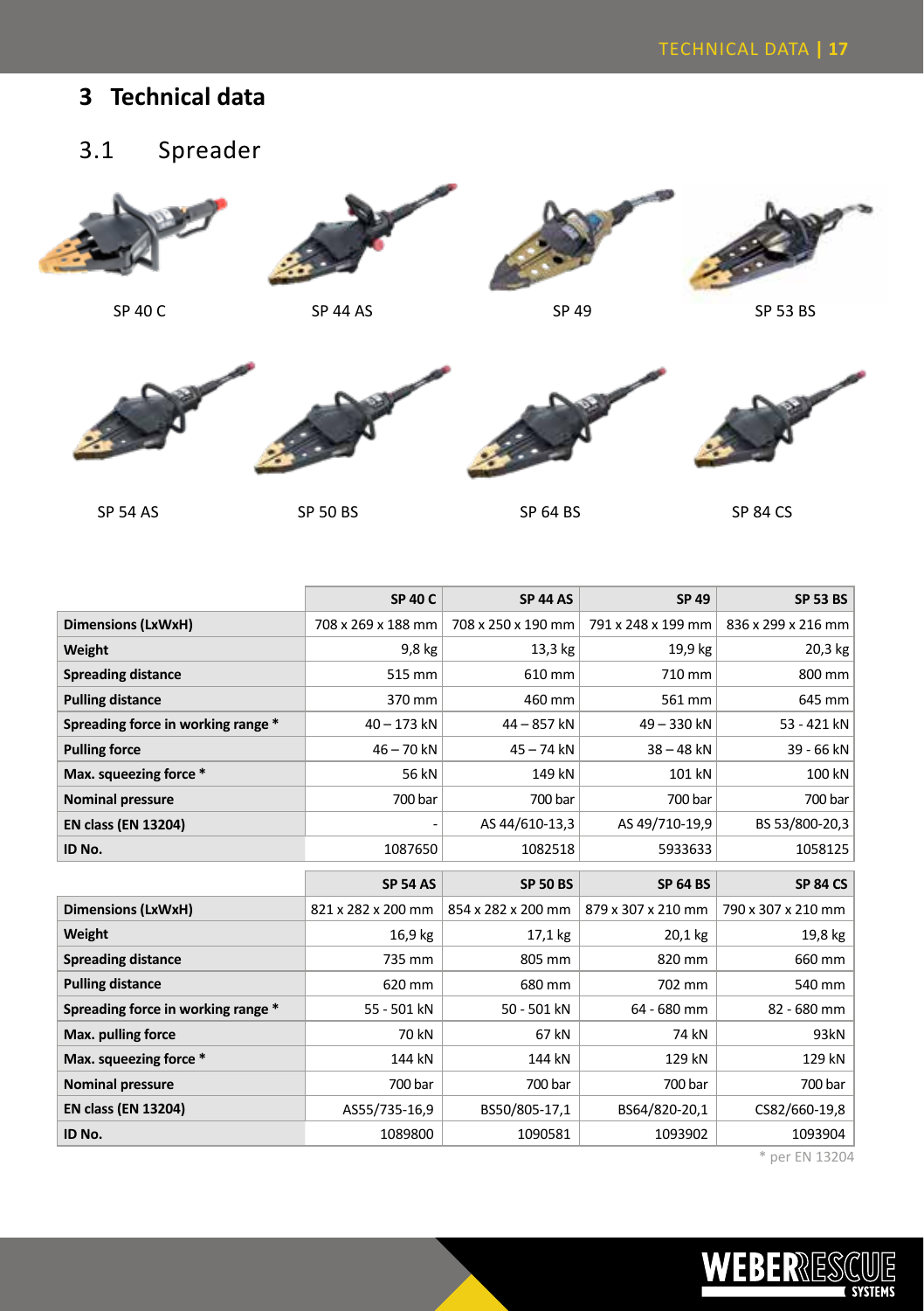# 3 Technical data

## 3.1 Spreader

SP 40 C

SP 44 AS

SP 49

SP 53 BS

SP 54 AS

SP 50 BS

SP 64 BS

SP 84 CS

| | SP 40 C | SP 44 AS | SP 49 | SP 53 BS |
|---|---|---|---|---|
| **Dimensions (LxWxH)** | 708 x 269 x 188 mm | 708 x 250 x 190 mm | 791 x 248 x 199 mm | 836 x 299 x 216 mm |
| **Weight** | 9,8 kg | 13,3 kg | 19,9 kg | 20,3 kg |
| **Spreading distance** | 515 mm | 610 mm | 710 mm | 800 mm |
| **Pulling distance** | 370 mm | 460 mm | 561 mm | 645 mm |
| **Spreading force in working range *** | 40 – 173 kN | 44 – 857 kN | 49 – 330 kN | 53 - 421 kN |
| **Pulling force** | 46 – 70 kN | 45 – 74 kN | 38 – 48 kN | 39 - 66 kN |
| **Max. squeezing force *** | 56 kN | 149 kN | 101 kN | 100 kN |
| **Nominal pressure** | 700 bar | 700 bar | 700 bar | 700 bar |
| **EN class (EN 13204)** | - | AS 44/610-13,3 | AS 49/710-19,9 | BS 53/800-20,3 |
| **ID No.** | 1087650 | 1082518 | 5933633 | 1058125 |

| | SP 54 AS | SP 50 BS | SP 64 BS | SP 84 CS |
|---|---|---|---|---|
| **Dimensions (LxWxH)** | 821 x 282 x 200 mm | 854 x 282 x 200 mm | 879 x 307 x 210 mm | 790 x 307 x 210 mm |
| **Weight** | 16,9 kg | 17,1 kg | 20,1 kg | 19,8 kg |
| **Spreading distance** | 735 mm | 805 mm | 820 mm | 660 mm |
| **Pulling distance** | 620 mm | 680 mm | 702 mm | 540 mm |
| **Spreading force in working range *** | 55 - 501 kN | 50 - 501 kN | 64 - 680 mm | 82 - 680 mm |
| **Max. pulling force** | 70 kN | 67 kN | 74 kN | 93kN |
| **Max. squeezing force *** | 144 kN | 144 kN | 129 kN | 129 kN |
| **Nominal pressure** | 700 bar | 700 bar | 700 bar | 700 bar |
| **EN class (EN 13204)** | AS55/735-16,9 | BS50/805-17,1 | BS64/820-20,1 | CS82/660-19,8 |
| **ID No.** | 1089800 | 1090581 | 1093902 | 1093904 |

* per EN 13204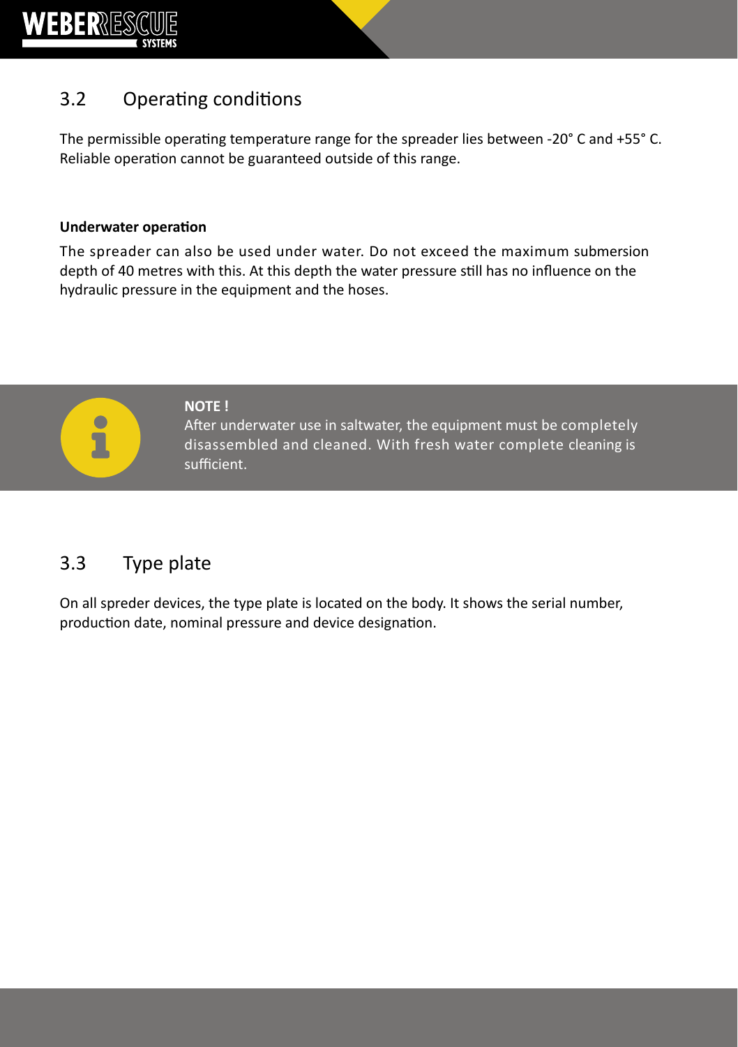## 3.2 Operating conditions

The permissible operating temperature range for the spreader lies between -20° C and +55° C. Reliable operation cannot be guaranteed outside of this range.

**Underwater operation**

The spreader can also be used under water. Do not exceed the maximum submersion depth of 40 metres with this. At this depth the water pressure still has no influence on the hydraulic pressure in the equipment and the hoses.

**NOTE !**
After underwater use in saltwater, the equipment must be completely disassembled and cleaned. With fresh water complete cleaning is sufficient.

## 3.3 Type plate

On all spreder devices, the type plate is located on the body. It shows the serial number, production date, nominal pressure and device designation.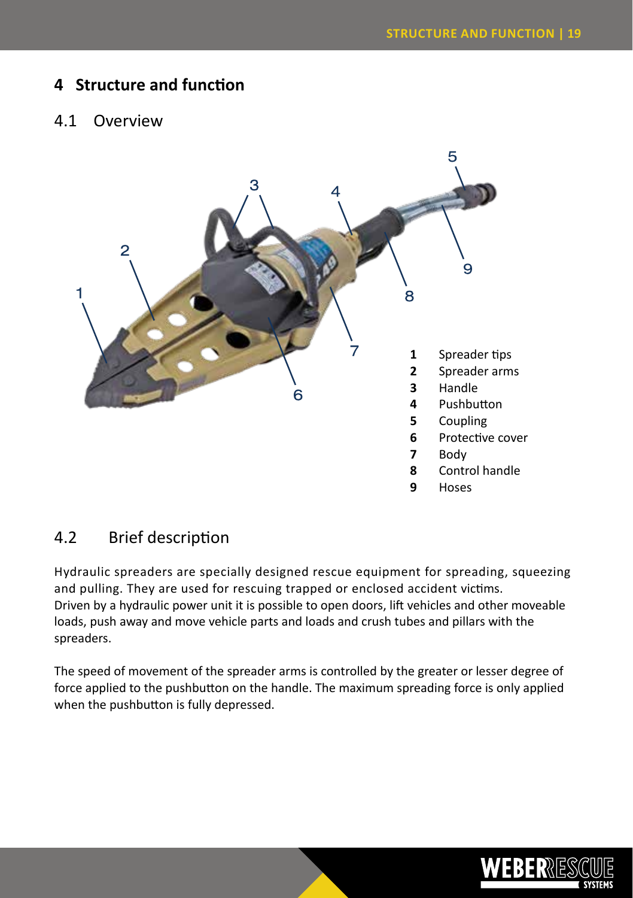# 4 Structure and function

## 4.1 Overview

| | |
|---|---|
| **1** | Spreader tips |
| **2** | Spreader arms |
| **3** | Handle |
| **4** | Pushbutton |
| **5** | Coupling |
| **6** | Protective cover |
| **7** | Body |
| **8** | Control handle |
| **9** | Hoses |

## 4.2 Brief description

Hydraulic spreaders are specially designed rescue equipment for spreading, squeezing and pulling. They are used for rescuing trapped or enclosed accident victims.
Driven by a hydraulic power unit it is possible to open doors, lift vehicles and other moveable loads, push away and move vehicle parts and loads and crush tubes and pillars with the spreaders.

The speed of movement of the spreader arms is controlled by the greater or lesser degree of force applied to the pushbutton on the handle. The maximum spreading force is only applied when the pushbutton is fully depressed.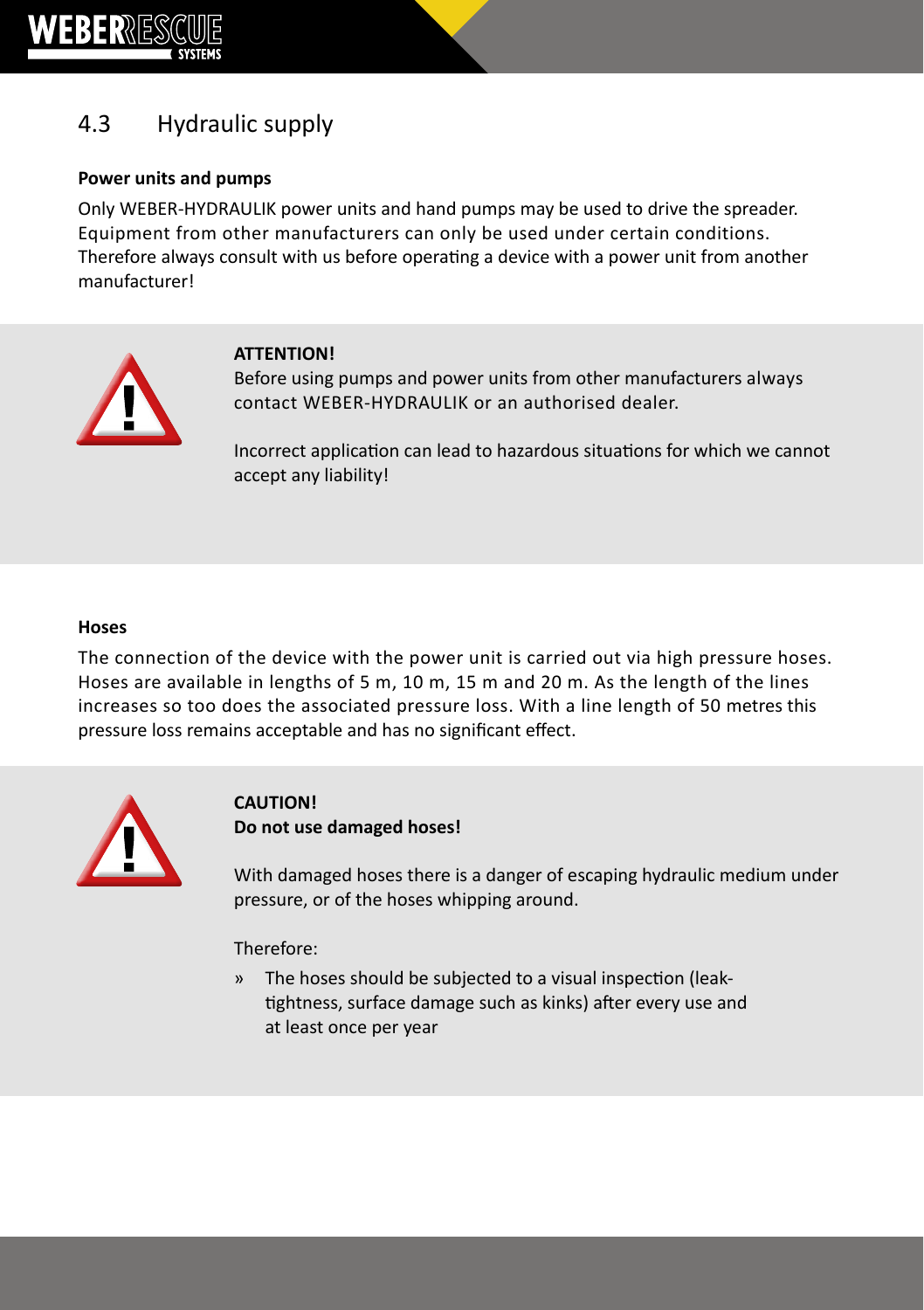## 4.3 Hydraulic supply

**Power units and pumps**

Only WEBER-HYDRAULIK power units and hand pumps may be used to drive the spreader. Equipment from other manufacturers can only be used under certain conditions. Therefore always consult with us before operating a device with a power unit from another manufacturer!

**ATTENTION!**
Before using pumps and power units from other manufacturers always contact WEBER-HYDRAULIK or an authorised dealer.

Incorrect application can lead to hazardous situations for which we cannot accept any liability!

**Hoses**

The connection of the device with the power unit is carried out via high pressure hoses. Hoses are available in lengths of 5 m, 10 m, 15 m and 20 m. As the length of the lines increases so too does the associated pressure loss. With a line length of 50 metres this pressure loss remains acceptable and has no significant effect.

**CAUTION!**
**Do not use damaged hoses!**

With damaged hoses there is a danger of escaping hydraulic medium under pressure, or of the hoses whipping around.

Therefore:

» The hoses should be subjected to a visual inspection (leak-tightness, surface damage such as kinks) after every use and at least once per year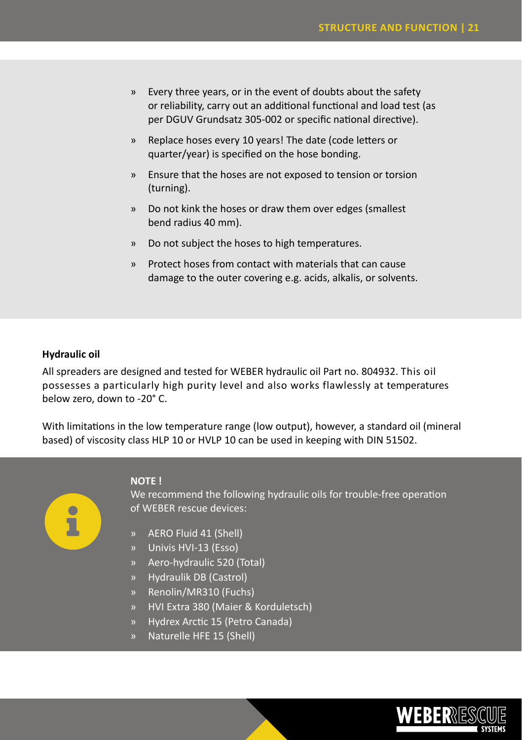- Every three years, or in the event of doubts about the safety or reliability, carry out an additional functional and load test (as per DGUV Grundsatz 305-002 or specific national directive).
- Replace hoses every 10 years! The date (code letters or quarter/year) is specified on the hose bonding.
- Ensure that the hoses are not exposed to tension or torsion (turning).
- Do not kink the hoses or draw them over edges (smallest bend radius 40 mm).
- Do not subject the hoses to high temperatures.
- Protect hoses from contact with materials that can cause damage to the outer covering e.g. acids, alkalis, or solvents.

**Hydraulic oil**

All spreaders are designed and tested for WEBER hydraulic oil Part no. 804932. This oil possesses a particularly high purity level and also works flawlessly at temperatures below zero, down to -20° C.

With limitations in the low temperature range (low output), however, a standard oil (mineral based) of viscosity class HLP 10 or HVLP 10 can be used in keeping with DIN 51502.

**NOTE !**

We recommend the following hydraulic oils for trouble-free operation of WEBER rescue devices:

- AERO Fluid 41 (Shell)
- Univis HVI-13 (Esso)
- Aero-hydraulic 520 (Total)
- Hydraulik DB (Castrol)
- Renolin/MR310 (Fuchs)
- HVI Extra 380 (Maier & Korduletsch)
- Hydrex Arctic 15 (Petro Canada)
- Naturelle HFE 15 (Shell)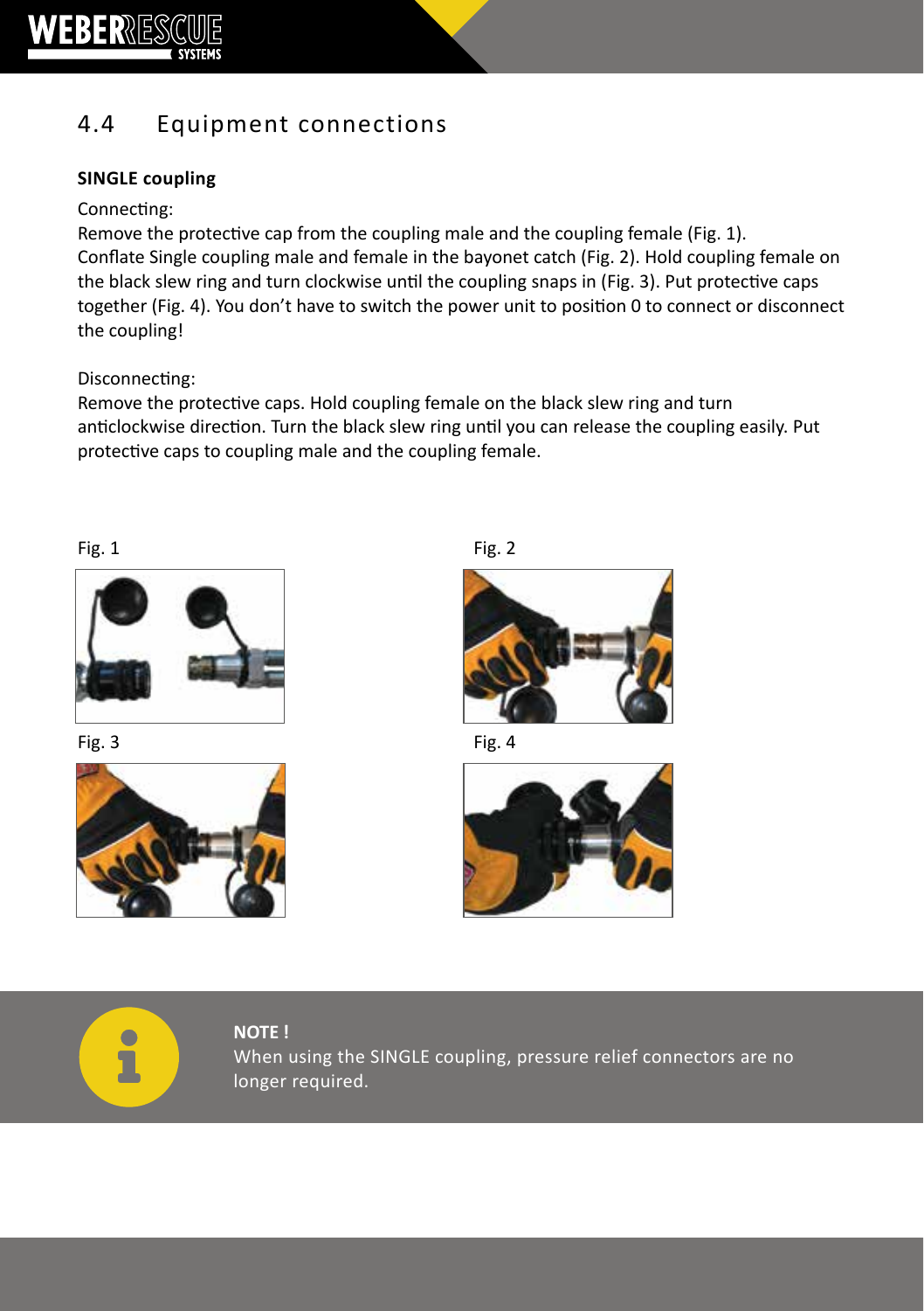## 4.4 Equipment connections

**SINGLE coupling**

Connecting:
Remove the protective cap from the coupling male and the coupling female (Fig. 1).
Conflate Single coupling male and female in the bayonet catch (Fig. 2). Hold coupling female on the black slew ring and turn clockwise until the coupling snaps in (Fig. 3). Put protective caps together (Fig. 4). You don't have to switch the power unit to position 0 to connect or disconnect the coupling!

Disconnecting:
Remove the protective caps. Hold coupling female on the black slew ring and turn anticlockwise direction. Turn the black slew ring until you can release the coupling easily. Put protective caps to coupling male and the coupling female.

Fig. 1

Fig. 2

Fig. 3

Fig. 4

**NOTE !**
When using the SINGLE coupling, pressure relief connectors are no longer required.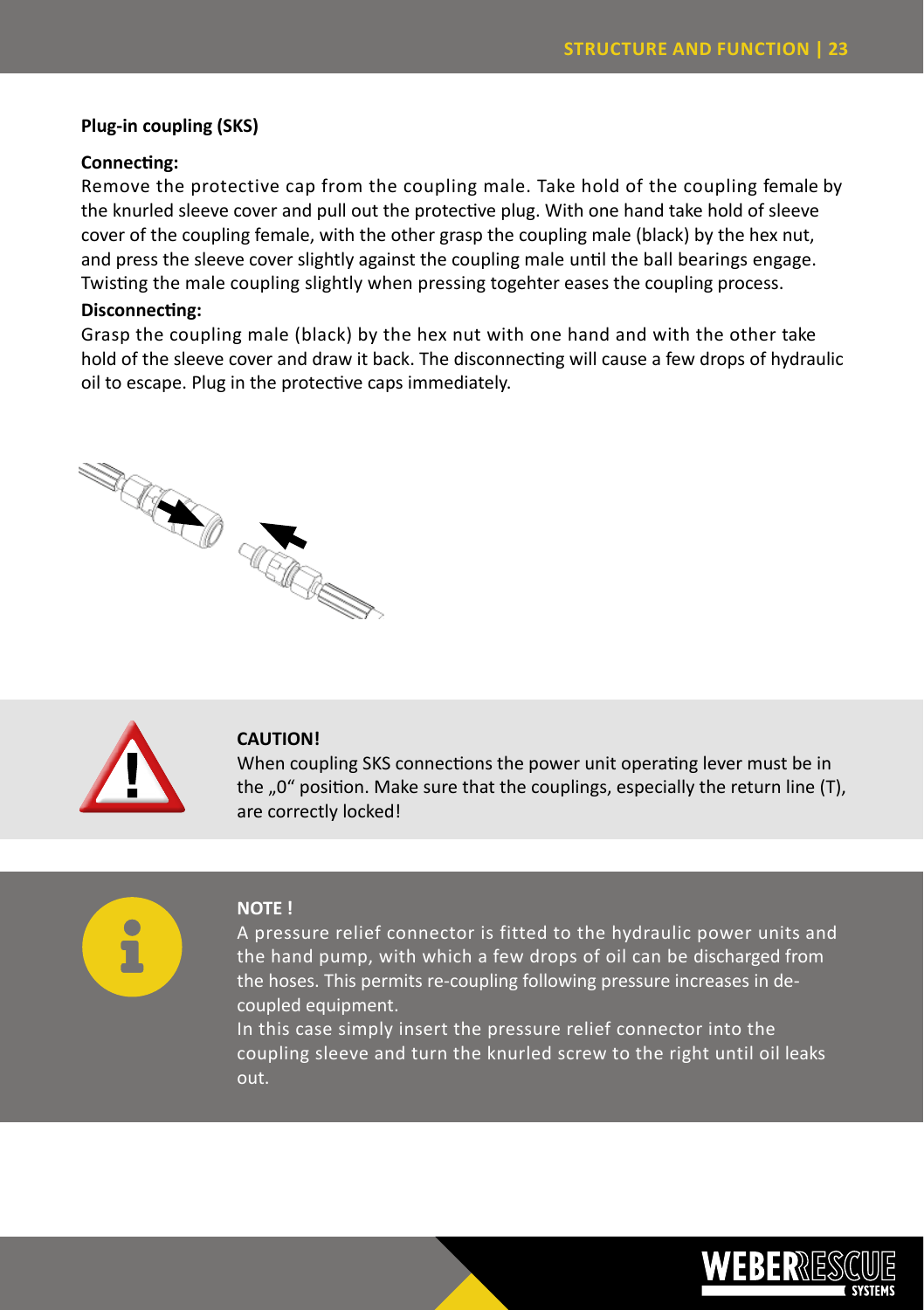**Plug-in coupling (SKS)**

**Connecting:**

Remove the protective cap from the coupling male. Take hold of the coupling female by the knurled sleeve cover and pull out the protective plug. With one hand take hold of sleeve cover of the coupling female, with the other grasp the coupling male (black) by the hex nut, and press the sleeve cover slightly against the coupling male until the ball bearings engage. Twisting the male coupling slightly when pressing togehter eases the coupling process.

**Disconnecting:**

Grasp the coupling male (black) by the hex nut with one hand and with the other take hold of the sleeve cover and draw it back. The disconnecting will cause a few drops of hydraulic oil to escape. Plug in the protective caps immediately.

**CAUTION!**

When coupling SKS connections the power unit operating lever must be in the „0“ position. Make sure that the couplings, especially the return line (T), are correctly locked!

**NOTE !**

A pressure relief connector is fitted to the hydraulic power units and the hand pump, with which a few drops of oil can be discharged from the hoses. This permits re-coupling following pressure increases in de-coupled equipment.

In this case simply insert the pressure relief connector into the coupling sleeve and turn the knurled screw to the right until oil leaks out.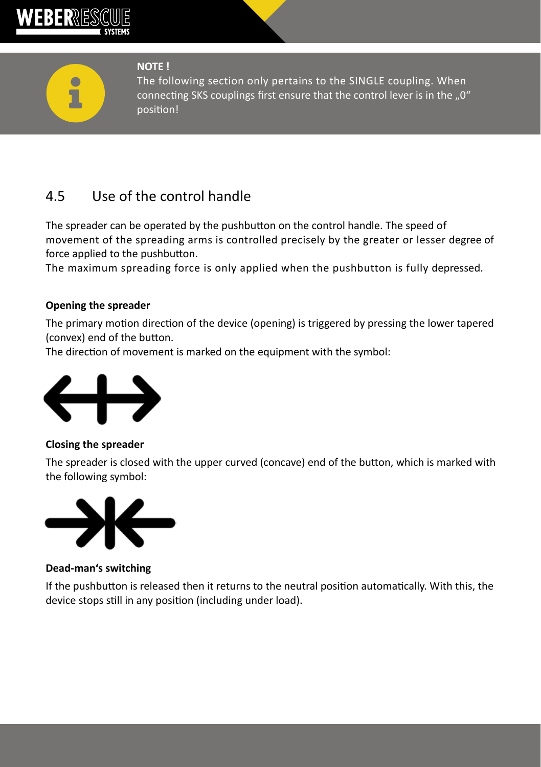**NOTE !**

The following section only pertains to the SINGLE coupling. When connecting SKS couplings first ensure that the control lever is in the „0“ position!

## 4.5 Use of the control handle

The spreader can be operated by the pushbutton on the control handle. The speed of movement of the spreading arms is controlled precisely by the greater or lesser degree of force applied to the pushbutton.
The maximum spreading force is only applied when the pushbutton is fully depressed.

**Opening the spreader**

The primary motion direction of the device (opening) is triggered by pressing the lower tapered (convex) end of the button.
The direction of movement is marked on the equipment with the symbol:

**Closing the spreader**

The spreader is closed with the upper curved (concave) end of the button, which is marked with the following symbol:

**Dead-man‘s switching**

If the pushbutton is released then it returns to the neutral position automatically. With this, the device stops still in any position (including under load).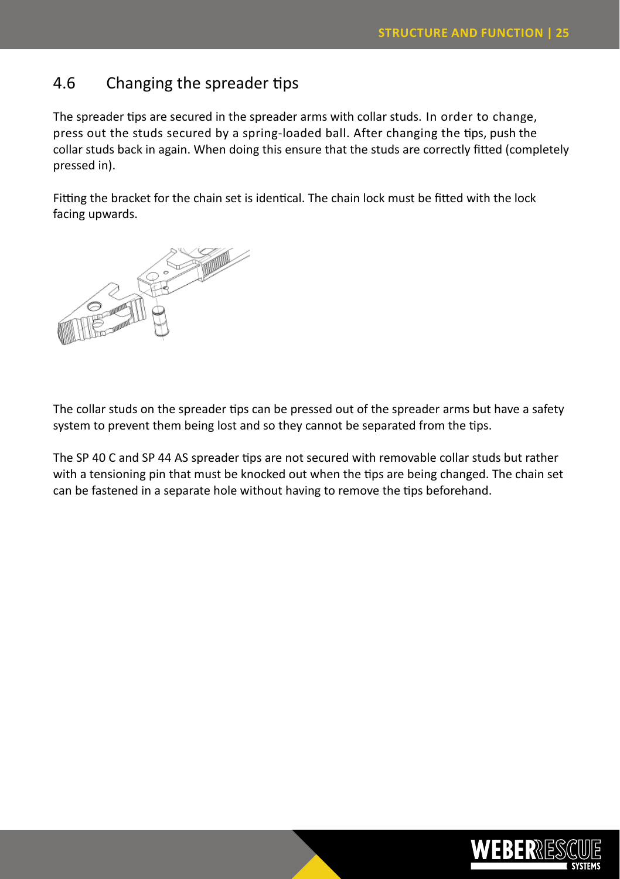## 4.6 Changing the spreader tips

The spreader tips are secured in the spreader arms with collar studs. In order to change, press out the studs secured by a spring-loaded ball. After changing the tips, push the collar studs back in again. When doing this ensure that the studs are correctly fitted (completely pressed in).

Fitting the bracket for the chain set is identical. The chain lock must be fitted with the lock facing upwards.

The collar studs on the spreader tips can be pressed out of the spreader arms but have a safety system to prevent them being lost and so they cannot be separated from the tips.

The SP 40 C and SP 44 AS spreader tips are not secured with removable collar studs but rather with a tensioning pin that must be knocked out when the tips are being changed. The chain set can be fastened in a separate hole without having to remove the tips beforehand.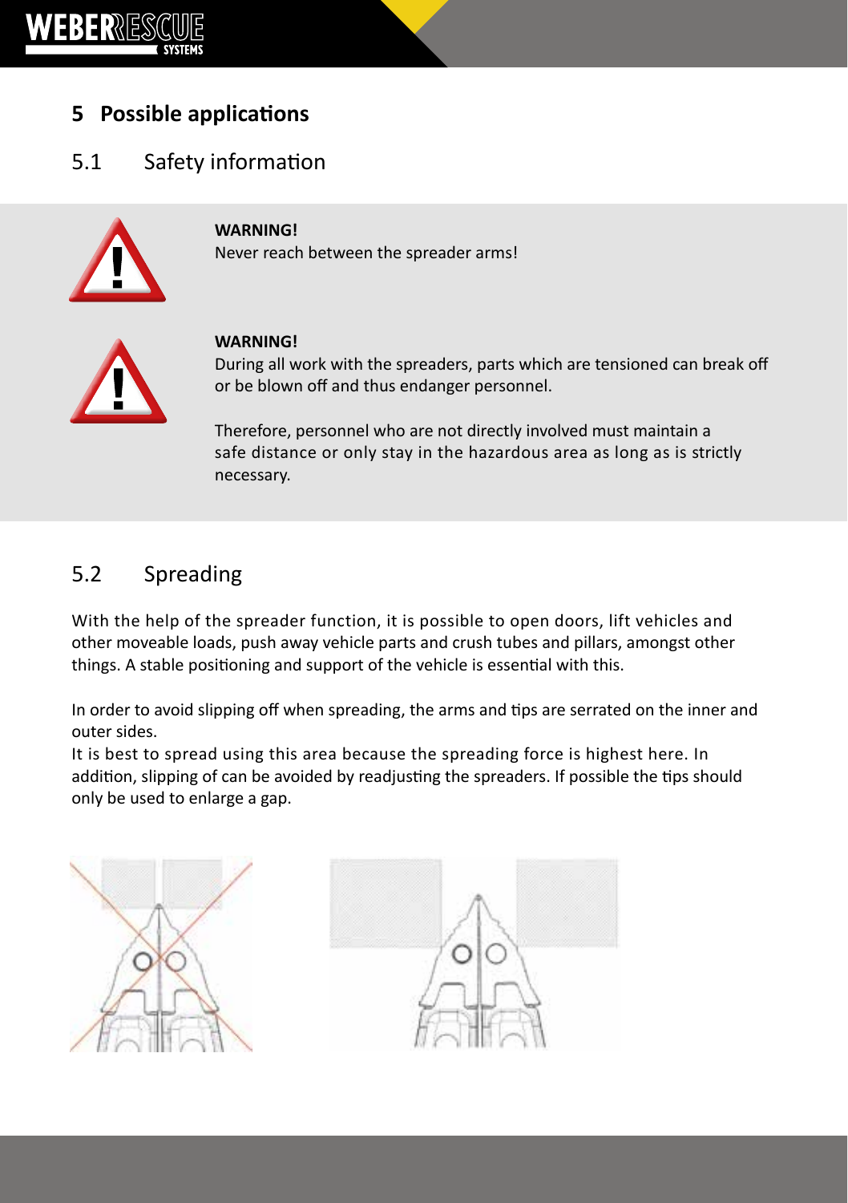# 5 Possible applications

## 5.1 Safety information

**WARNING!**
Never reach between the spreader arms!

**WARNING!**
During all work with the spreaders, parts which are tensioned can break off or be blown off and thus endanger personnel.

Therefore, personnel who are not directly involved must maintain a safe distance or only stay in the hazardous area as long as is strictly necessary.

## 5.2 Spreading

With the help of the spreader function, it is possible to open doors, lift vehicles and other moveable loads, push away vehicle parts and crush tubes and pillars, amongst other things. A stable positioning and support of the vehicle is essential with this.

In order to avoid slipping off when spreading, the arms and tips are serrated on the inner and outer sides.
It is best to spread using this area because the spreading force is highest here. In addition, slipping of can be avoided by readjusting the spreaders. If possible the tips should only be used to enlarge a gap.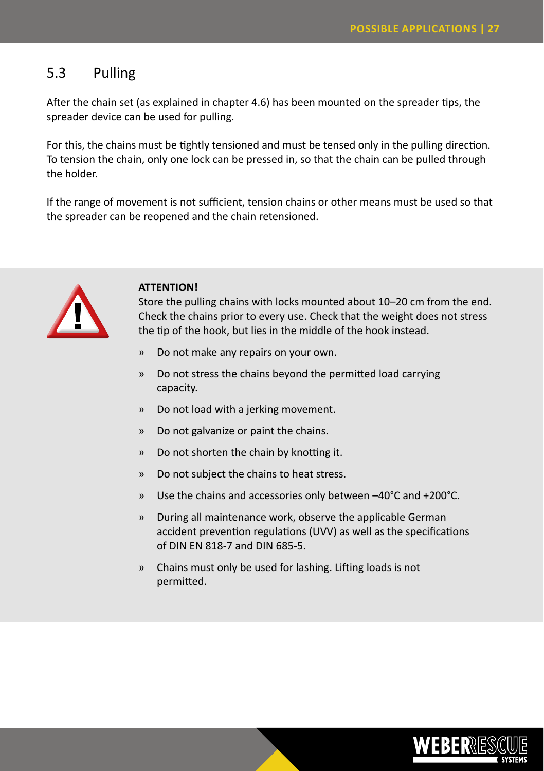## 5.3 Pulling

After the chain set (as explained in chapter 4.6) has been mounted on the spreader tips, the spreader device can be used for pulling.

For this, the chains must be tightly tensioned and must be tensed only in the pulling direction. To tension the chain, only one lock can be pressed in, so that the chain can be pulled through the holder.

If the range of movement is not sufficient, tension chains or other means must be used so that the spreader can be reopened and the chain retensioned.

**ATTENTION!**

Store the pulling chains with locks mounted about 10–20 cm from the end. Check the chains prior to every use. Check that the weight does not stress the tip of the hook, but lies in the middle of the hook instead.

- Do not make any repairs on your own.
- Do not stress the chains beyond the permitted load carrying capacity.
- Do not load with a jerking movement.
- Do not galvanize or paint the chains.
- Do not shorten the chain by knotting it.
- Do not subject the chains to heat stress.
- Use the chains and accessories only between –40°C and +200°C.
- During all maintenance work, observe the applicable German accident prevention regulations (UVV) as well as the specifications of DIN EN 818-7 and DIN 685-5.
- Chains must only be used for lashing. Lifting loads is not permitted.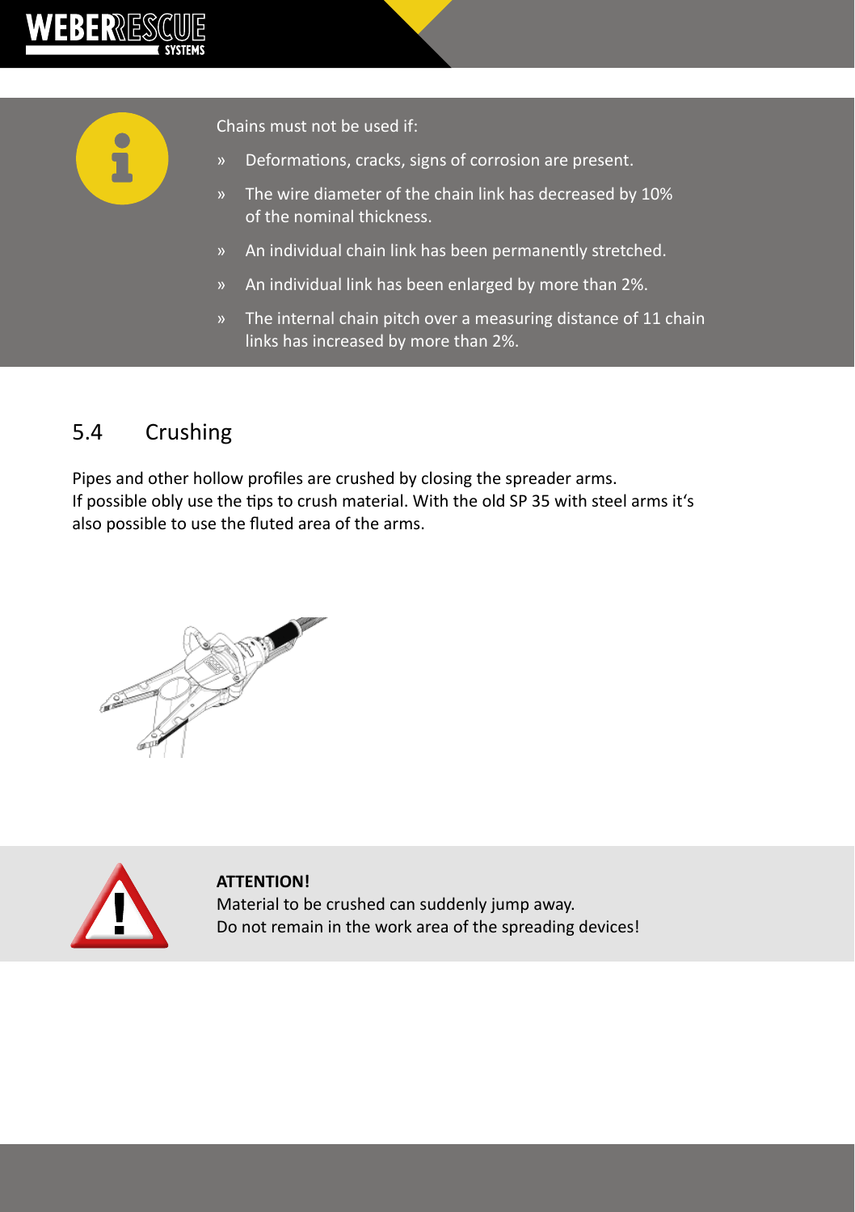Chains must not be used if:

- Deformations, cracks, signs of corrosion are present.
- The wire diameter of the chain link has decreased by 10% of the nominal thickness.
- An individual chain link has been permanently stretched.
- An individual link has been enlarged by more than 2%.
- The internal chain pitch over a measuring distance of 11 chain links has increased by more than 2%.

## 5.4 Crushing

Pipes and other hollow profiles are crushed by closing the spreader arms.
If possible obly use the tips to crush material. With the old SP 35 with steel arms it's also possible to use the fluted area of the arms.

**ATTENTION!**
Material to be crushed can suddenly jump away.
Do not remain in the work area of the spreading devices!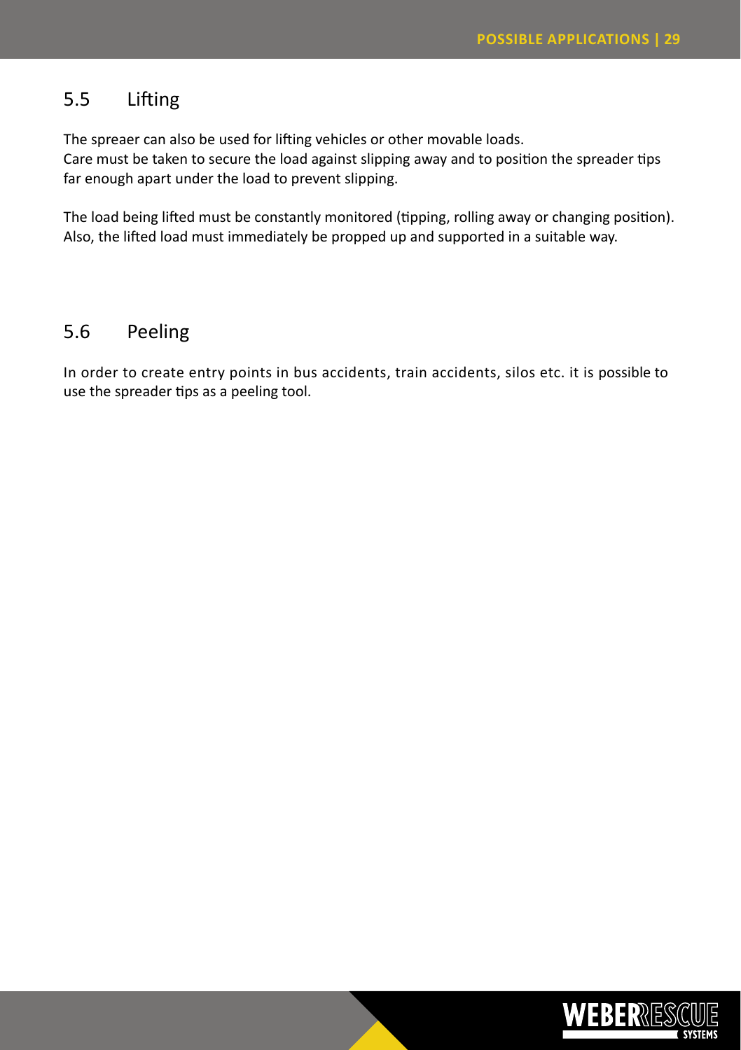## 5.5 Lifting

The spreaer can also be used for lifting vehicles or other movable loads.
Care must be taken to secure the load against slipping away and to position the spreader tips far enough apart under the load to prevent slipping.

The load being lifted must be constantly monitored (tipping, rolling away or changing position). Also, the lifted load must immediately be propped up and supported in a suitable way.

## 5.6 Peeling

In order to create entry points in bus accidents, train accidents, silos etc. it is possible to use the spreader tips as a peeling tool.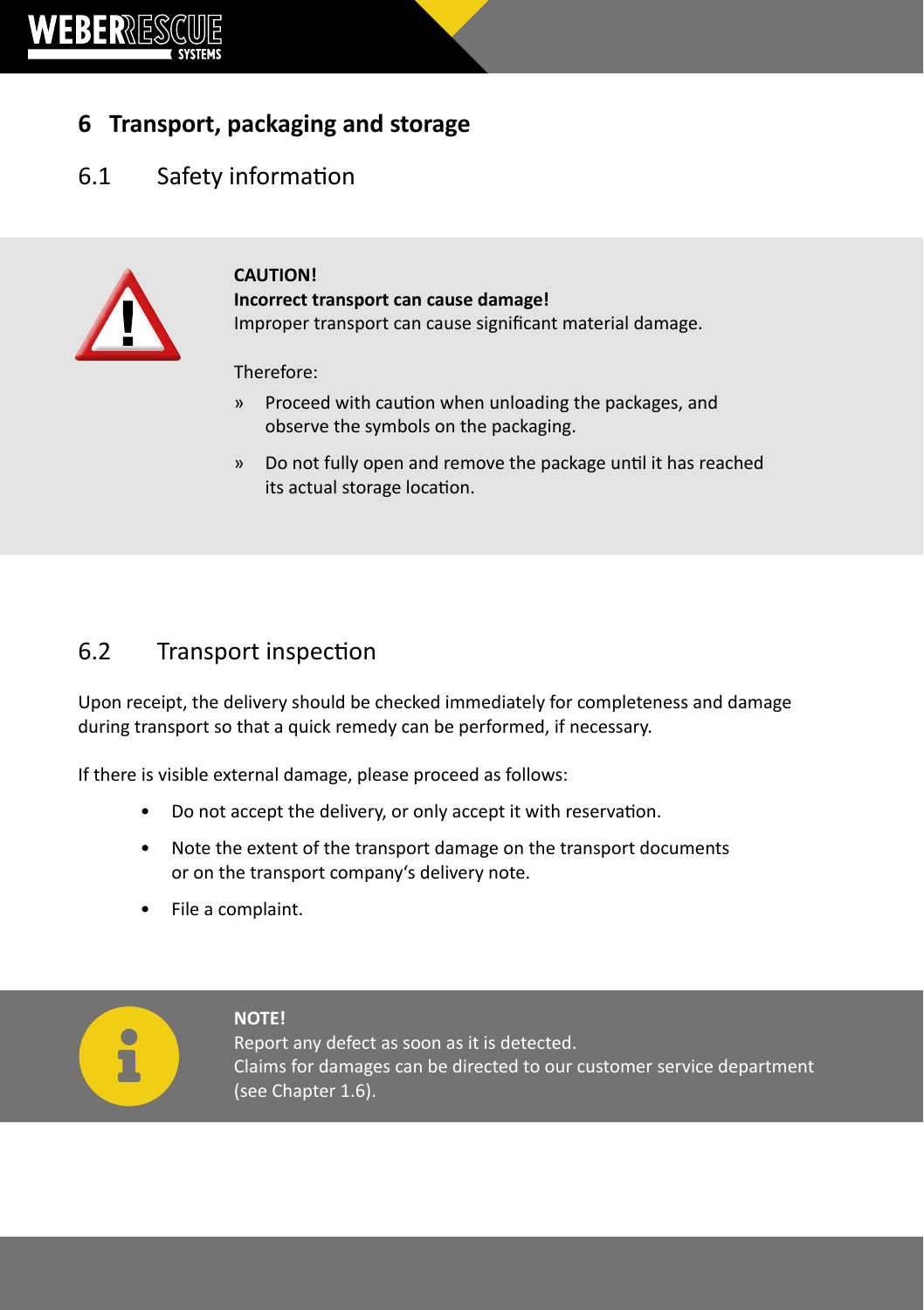# 6 Transport, packaging and storage

## 6.1 Safety information

**CAUTION!**
**Incorrect transport can cause damage!**
Improper transport can cause significant material damage.

Therefore:

» Proceed with caution when unloading the packages, and observe the symbols on the packaging.

» Do not fully open and remove the package until it has reached its actual storage location.

## 6.2 Transport inspection

Upon receipt, the delivery should be checked immediately for completeness and damage during transport so that a quick remedy can be performed, if necessary.

If there is visible external damage, please proceed as follows:

- Do not accept the delivery, or only accept it with reservation.
- Note the extent of the transport damage on the transport documents or on the transport company's delivery note.
- File a complaint.

**NOTE!**
Report any defect as soon as it is detected.
Claims for damages can be directed to our customer service department (see Chapter 1.6).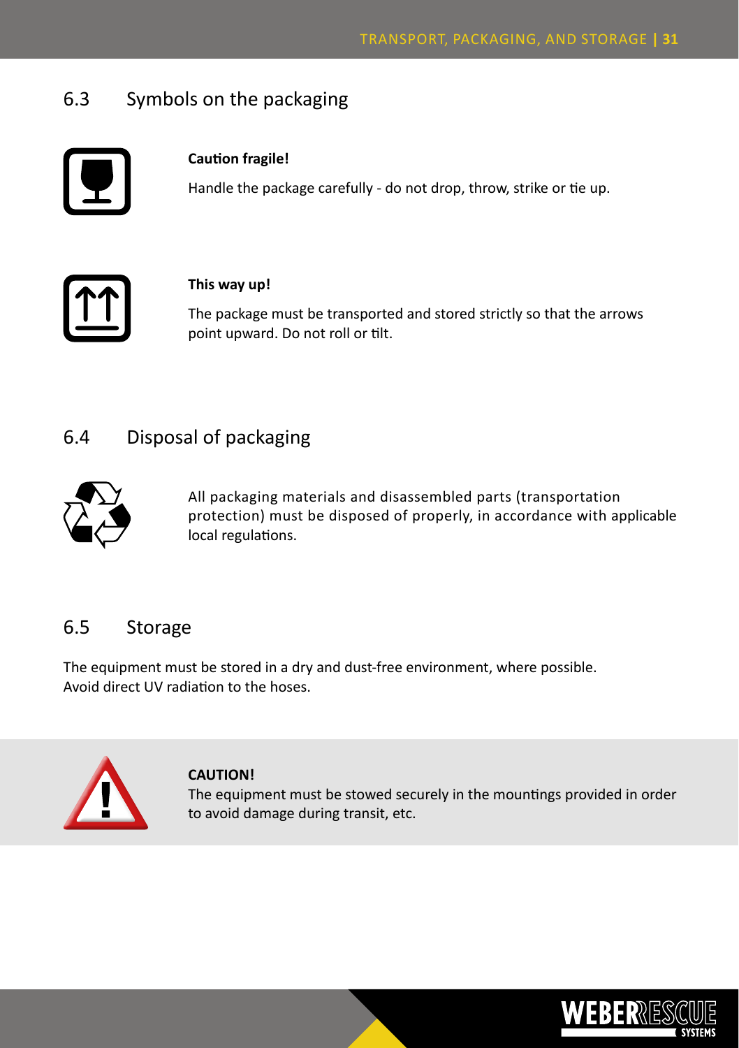## 6.3 Symbols on the packaging

**Caution fragile!**

Handle the package carefully - do not drop, throw, strike or tie up.

**This way up!**

The package must be transported and stored strictly so that the arrows point upward. Do not roll or tilt.

## 6.4 Disposal of packaging

All packaging materials and disassembled parts (transportation protection) must be disposed of properly, in accordance with applicable local regulations.

## 6.5 Storage

The equipment must be stored in a dry and dust-free environment, where possible.
Avoid direct UV radiation to the hoses.

**CAUTION!**
The equipment must be stowed securely in the mountings provided in order to avoid damage during transit, etc.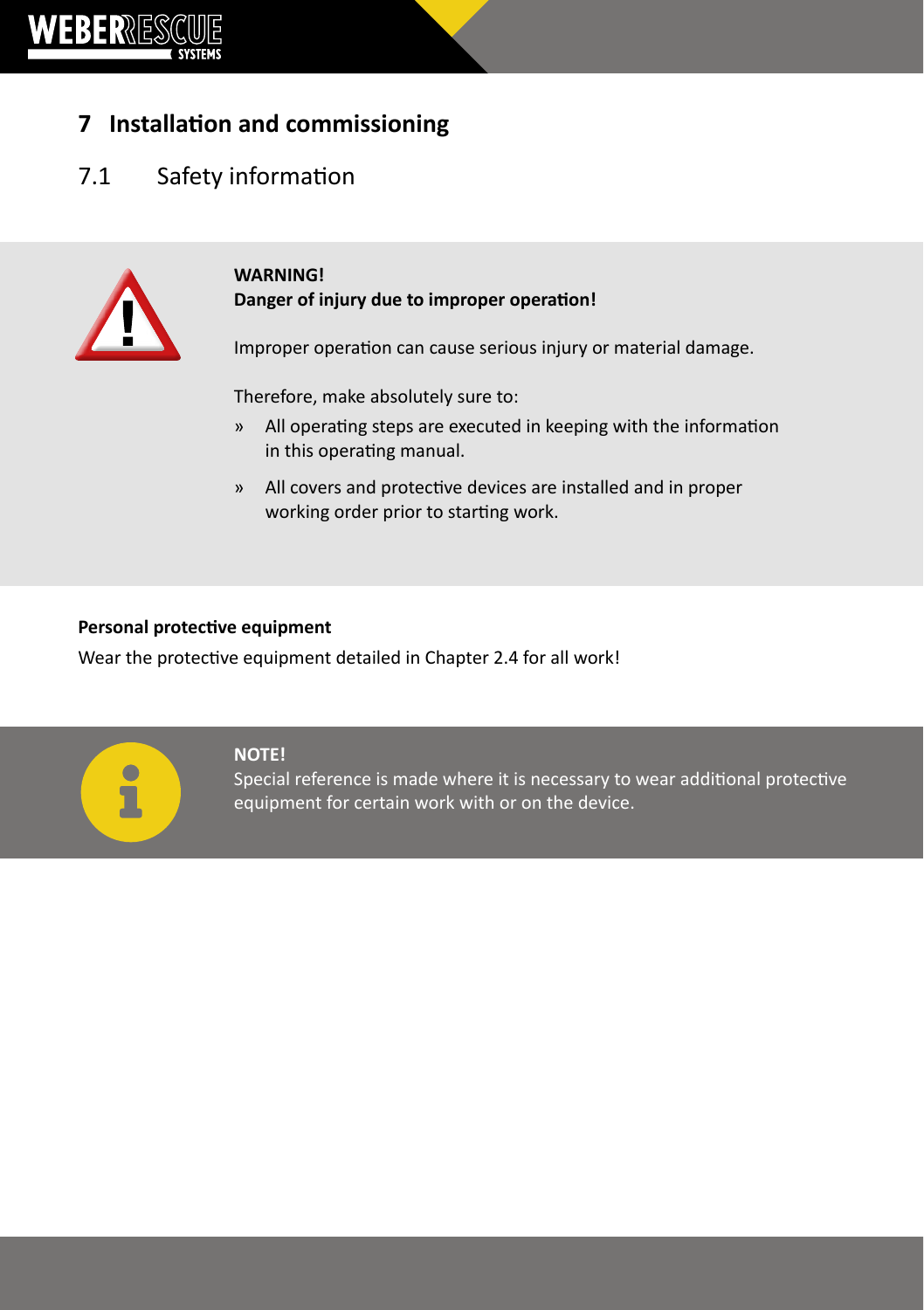# 7 Installation and commissioning

## 7.1 Safety information

**WARNING!**
**Danger of injury due to improper operation!**

Improper operation can cause serious injury or material damage.

Therefore, make absolutely sure to:

» All operating steps are executed in keeping with the information in this operating manual.

» All covers and protective devices are installed and in proper working order prior to starting work.

**Personal protective equipment**

Wear the protective equipment detailed in Chapter 2.4 for all work!

**NOTE!**
Special reference is made where it is necessary to wear additional protective equipment for certain work with or on the device.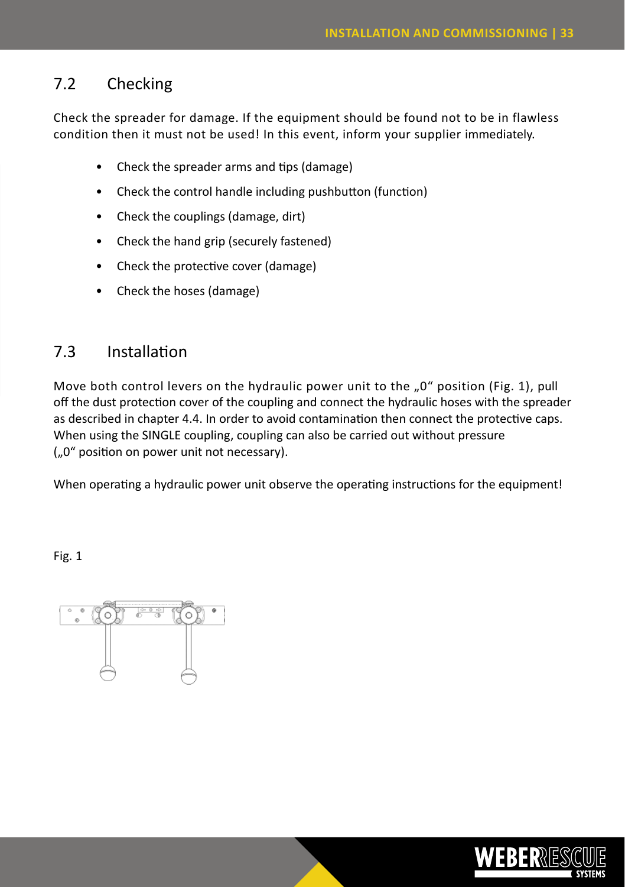## 7.2 Checking

Check the spreader for damage. If the equipment should be found not to be in flawless condition then it must not be used! In this event, inform your supplier immediately.

- Check the spreader arms and tips (damage)
- Check the control handle including pushbutton (function)
- Check the couplings (damage, dirt)
- Check the hand grip (securely fastened)
- Check the protective cover (damage)
- Check the hoses (damage)

## 7.3 Installation

Move both control levers on the hydraulic power unit to the „0“ position (Fig. 1), pull off the dust protection cover of the coupling and connect the hydraulic hoses with the spreader as described in chapter 4.4. In order to avoid contamination then connect the protective caps. When using the SINGLE coupling, coupling can also be carried out without pressure („0“ position on power unit not necessary).

When operating a hydraulic power unit observe the operating instructions for the equipment!

Fig. 1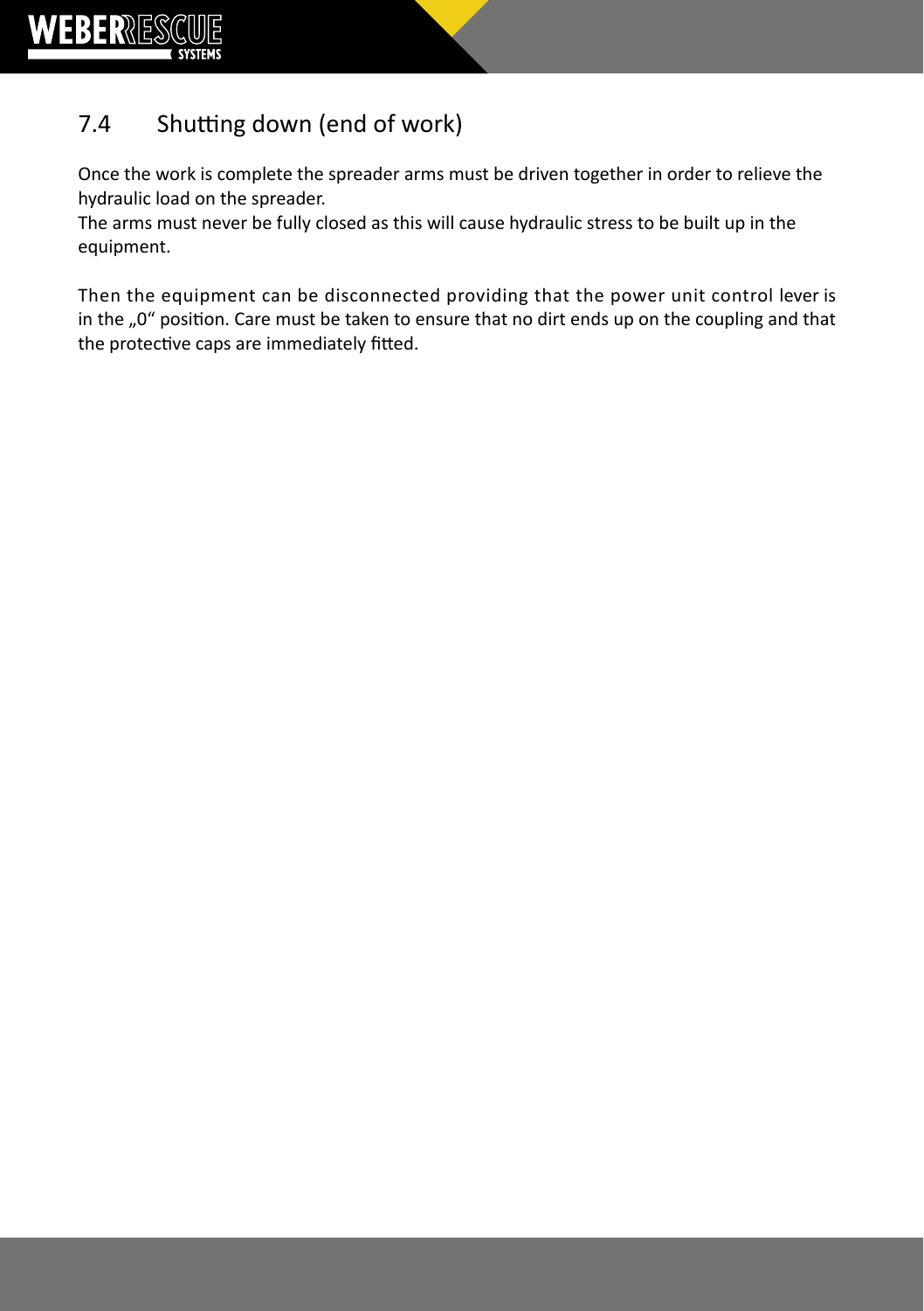## 7.4 Shutting down (end of work)

Once the work is complete the spreader arms must be driven together in order to relieve the hydraulic load on the spreader.
The arms must never be fully closed as this will cause hydraulic stress to be built up in the equipment.

Then the equipment can be disconnected providing that the power unit control lever is in the „0" position. Care must be taken to ensure that no dirt ends up on the coupling and that the protective caps are immediately fitted.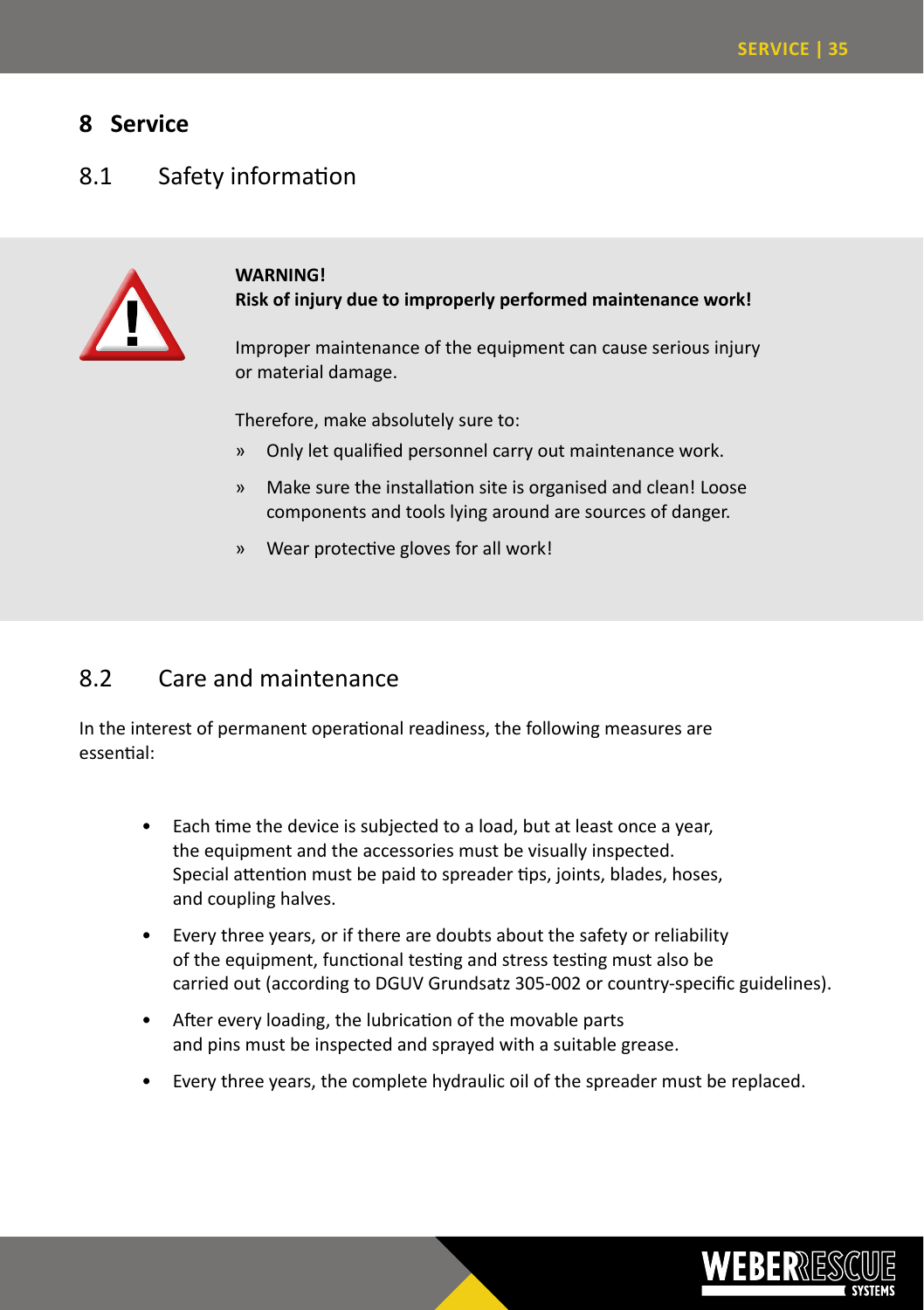# 8 Service

## 8.1 Safety information

**WARNING!**
**Risk of injury due to improperly performed maintenance work!**

Improper maintenance of the equipment can cause serious injury or material damage.

Therefore, make absolutely sure to:

- » Only let qualified personnel carry out maintenance work.
- » Make sure the installation site is organised and clean! Loose components and tools lying around are sources of danger.
- » Wear protective gloves for all work!

## 8.2 Care and maintenance

In the interest of permanent operational readiness, the following measures are essential:

- Each time the device is subjected to a load, but at least once a year, the equipment and the accessories must be visually inspected. Special attention must be paid to spreader tips, joints, blades, hoses, and coupling halves.
- Every three years, or if there are doubts about the safety or reliability of the equipment, functional testing and stress testing must also be carried out (according to DGUV Grundsatz 305-002 or country-specific guidelines).
- After every loading, the lubrication of the movable parts and pins must be inspected and sprayed with a suitable grease.
- Every three years, the complete hydraulic oil of the spreader must be replaced.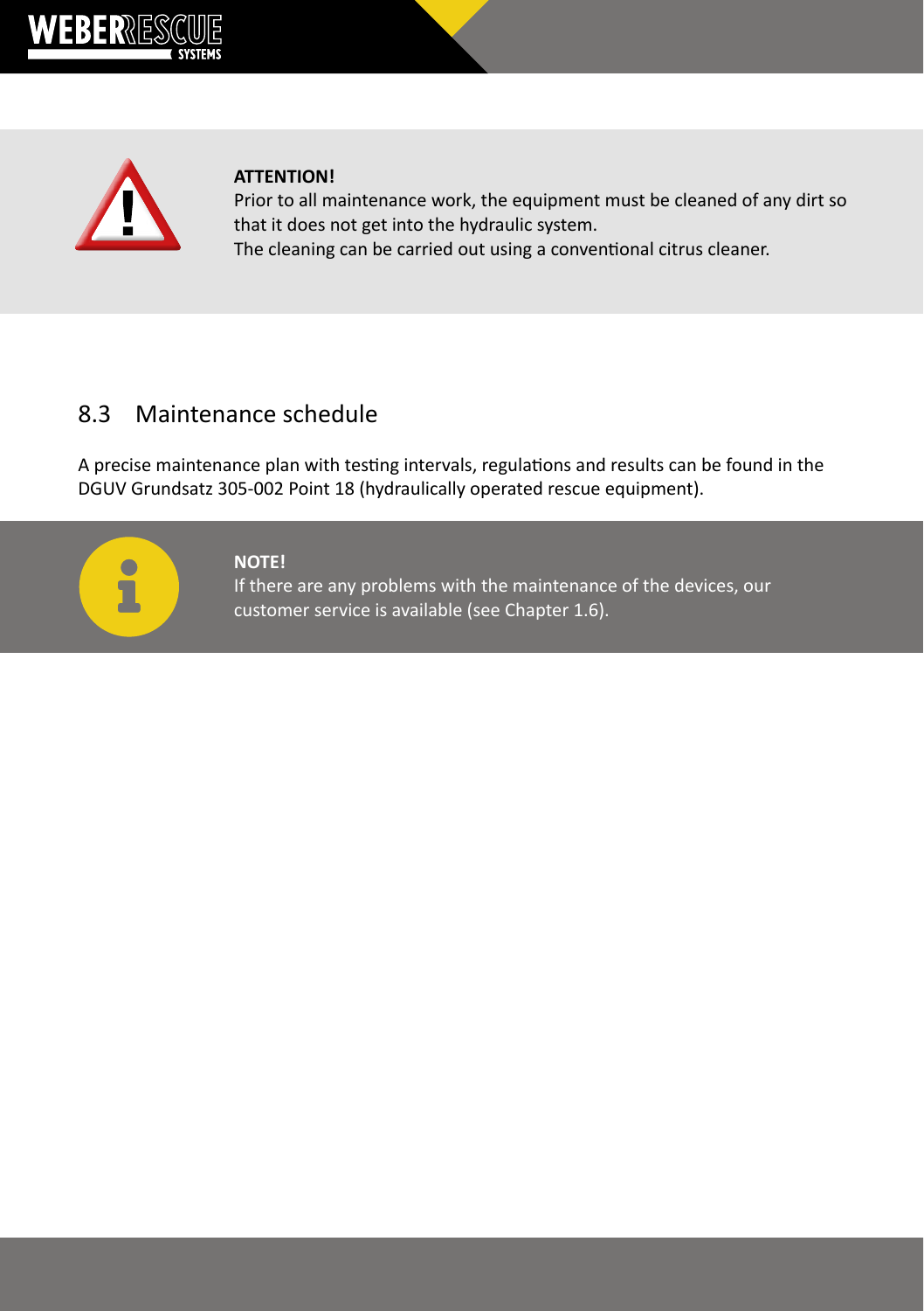**ATTENTION!**

Prior to all maintenance work, the equipment must be cleaned of any dirt so that it does not get into the hydraulic system.
The cleaning can be carried out using a conventional citrus cleaner.

## 8.3 Maintenance schedule

A precise maintenance plan with testing intervals, regulations and results can be found in the DGUV Grundsatz 305-002 Point 18 (hydraulically operated rescue equipment).

**NOTE!**

If there are any problems with the maintenance of the devices, our customer service is available (see Chapter 1.6).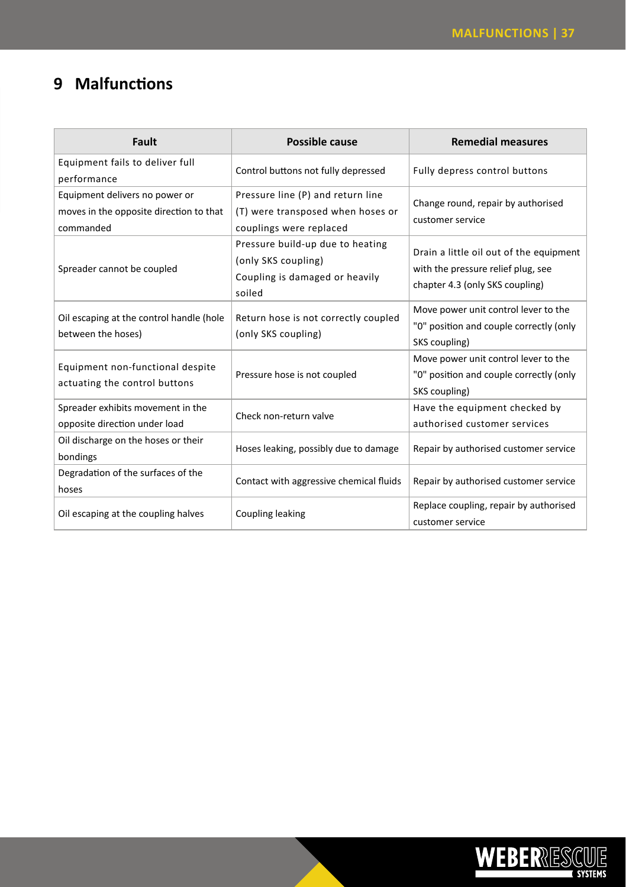# 9 Malfunctions

| Fault | Possible cause | Remedial measures |
| --- | --- | --- |
| Equipment fails to deliver full performance | Control buttons not fully depressed | Fully depress control buttons |
| Equipment delivers no power or moves in the opposite direction to that commanded | Pressure line (P) and return line (T) were transposed when hoses or couplings were replaced | Change round, repair by authorised customer service |
| Spreader cannot be coupled | Pressure build-up due to heating (only SKS coupling)<br>Coupling is damaged or heavily soiled | Drain a little oil out of the equipment with the pressure relief plug, see chapter 4.3 (only SKS coupling) |
| Oil escaping at the control handle (hole between the hoses) | Return hose is not correctly coupled (only SKS coupling) | Move power unit control lever to the "0" position and couple correctly (only SKS coupling) |
| Equipment non-functional despite actuating the control buttons | Pressure hose is not coupled | Move power unit control lever to the "0" position and couple correctly (only SKS coupling) |
| Spreader exhibits movement in the opposite direction under load | Check non-return valve | Have the equipment checked by authorised customer services |
| Oil discharge on the hoses or their bondings | Hoses leaking, possibly due to damage | Repair by authorised customer service |
| Degradation of the surfaces of the hoses | Contact with aggressive chemical fluids | Repair by authorised customer service |
| Oil escaping at the coupling halves | Coupling leaking | Replace coupling, repair by authorised customer service |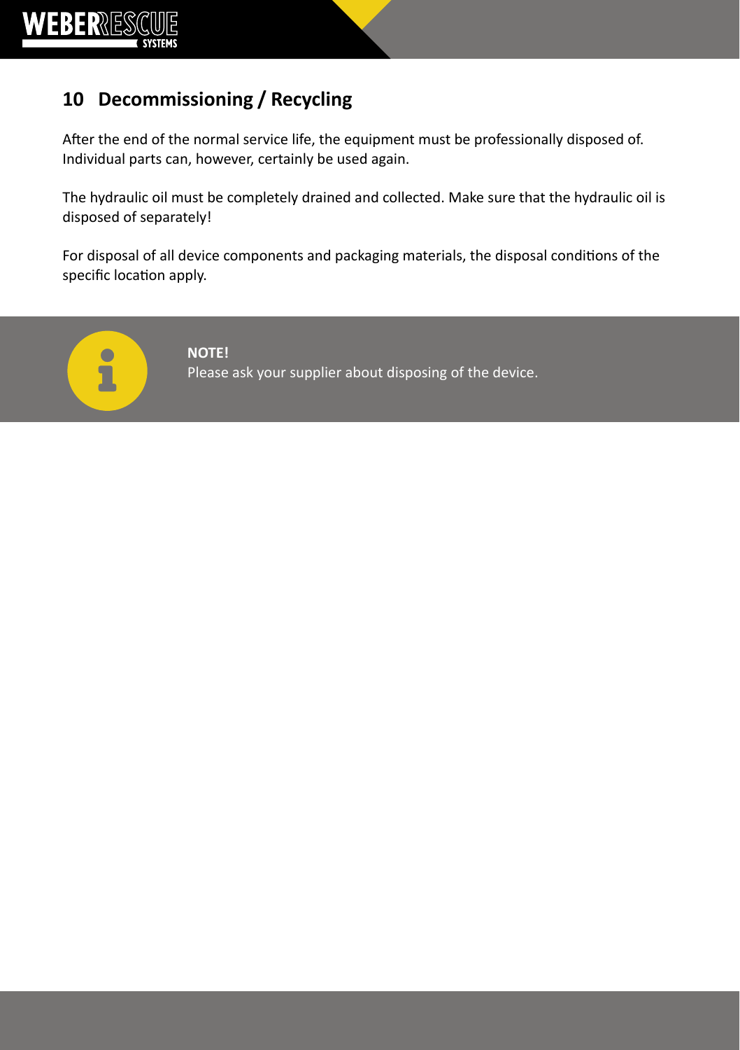## 10 Decommissioning / Recycling

After the end of the normal service life, the equipment must be professionally disposed of. Individual parts can, however, certainly be used again.

The hydraulic oil must be completely drained and collected. Make sure that the hydraulic oil is disposed of separately!

For disposal of all device components and packaging materials, the disposal conditions of the specific location apply.

**NOTE!**
Please ask your supplier about disposing of the device.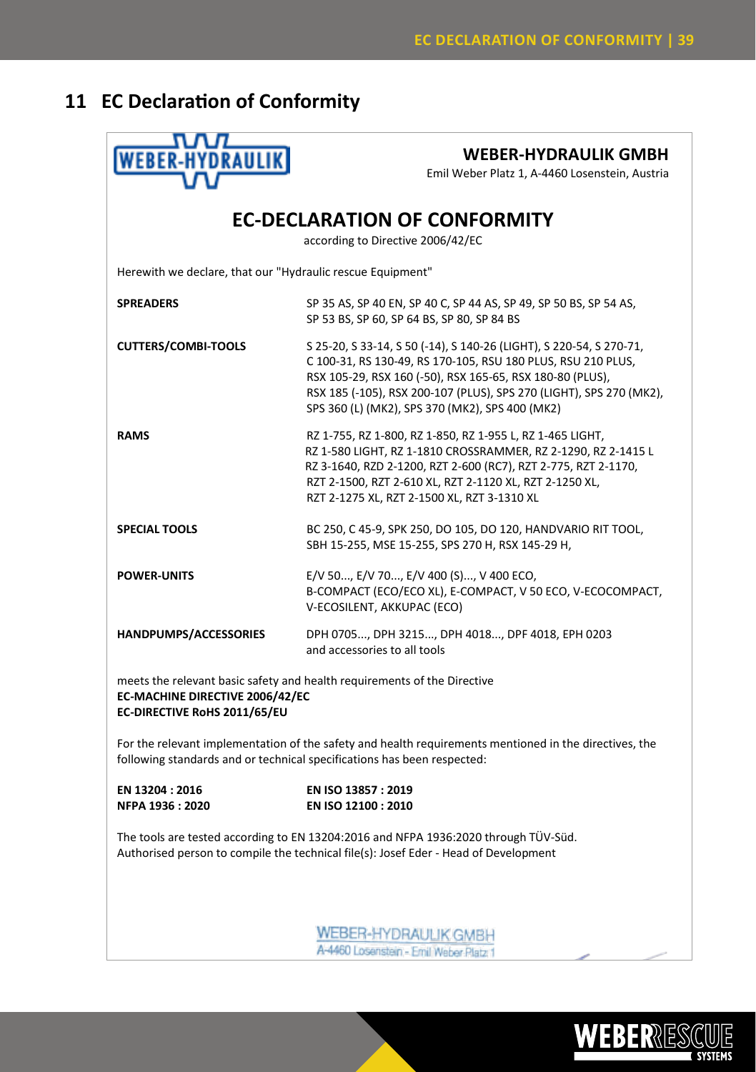# 11 EC Declaration of Conformity

**WEBER-HYDRAULIK GMBH**
Emil Weber Platz 1, A-4460 Losenstein, Austria

## EC-DECLARATION OF CONFORMITY

according to Directive 2006/42/EC

Herewith we declare, that our "Hydraulic rescue Equipment"

| | |
|---|---|
| **SPREADERS** | SP 35 AS, SP 40 EN, SP 40 C, SP 44 AS, SP 49, SP 50 BS, SP 54 AS, SP 53 BS, SP 60, SP 64 BS, SP 80, SP 84 BS |
| **CUTTERS/COMBI-TOOLS** | S 25-20, S 33-14, S 50 (-14), S 140-26 (LIGHT), S 220-54, S 270-71, C 100-31, RS 130-49, RS 170-105, RSU 180 PLUS, RSU 210 PLUS, RSX 105-29, RSX 160 (-50), RSX 165-65, RSX 180-80 (PLUS), RSX 185 (-105), RSX 200-107 (PLUS), SPS 270 (LIGHT), SPS 270 (MK2), SPS 360 (L) (MK2), SPS 370 (MK2), SPS 400 (MK2) |
| **RAMS** | RZ 1-755, RZ 1-800, RZ 1-850, RZ 1-955 L, RZ 1-465 LIGHT, RZ 1-580 LIGHT, RZ 1-1810 CROSSRAMMER, RZ 2-1290, RZ 2-1415 L RZ 3-1640, RZD 2-1200, RZT 2-600 (RC7), RZT 2-775, RZT 2-1170, RZT 2-1500, RZT 2-610 XL, RZT 2-1120 XL, RZT 2-1250 XL, RZT 2-1275 XL, RZT 2-1500 XL, RZT 3-1310 XL |
| **SPECIAL TOOLS** | BC 250, C 45-9, SPK 250, DO 105, DO 120, HANDVARIO RIT TOOL, SBH 15-255, MSE 15-255, SPS 270 H, RSX 145-29 H, |
| **POWER-UNITS** | E/V 50..., E/V 70..., E/V 400 (S)..., V 400 ECO, B-COMPACT (ECO/ECO XL), E-COMPACT, V 50 ECO, V-ECOCOMPACT, V-ECOSILENT, AKKUPAC (ECO) |
| **HANDPUMPS/ACCESSORIES** | DPH 0705..., DPH 3215..., DPH 4018..., DPF 4018, EPH 0203 and accessories to all tools |

meets the relevant basic safety and health requirements of the Directive
**EC-MACHINE DIRECTIVE 2006/42/EC**
**EC-DIRECTIVE RoHS 2011/65/EU**

For the relevant implementation of the safety and health requirements mentioned in the directives, the following standards and or technical specifications has been respected:

| | |
|---|---|
| **EN 13204 : 2016** | **EN ISO 13857 : 2019** |
| **NFPA 1936 : 2020** | **EN ISO 12100 : 2010** |

The tools are tested according to EN 13204:2016 and NFPA 1936:2020 through TÜV-Süd.
Authorised person to compile the technical file(s): Josef Eder - Head of Development

WEBER-HYDRAULIK GMBH
A-4460 Losenstein - Emil Weber Platz 1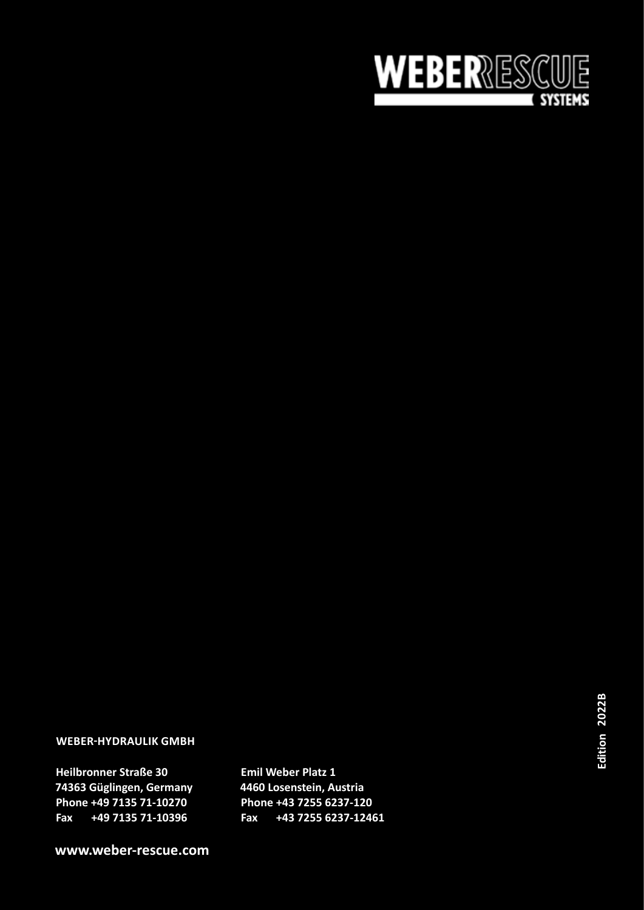WEBERRESCUE SYSTEMS

Edition 2022B

**WEBER-HYDRAULIK GMBH**

**Heilbronner Straße 30**
**74363 Güglingen, Germany**
**Phone +49 7135 71-10270**
**Fax +49 7135 71-10396**

**Emil Weber Platz 1**
**4460 Losenstein, Austria**
**Phone +43 7255 6237-120**
**Fax +43 7255 6237-12461**

**www.weber-rescue.com**